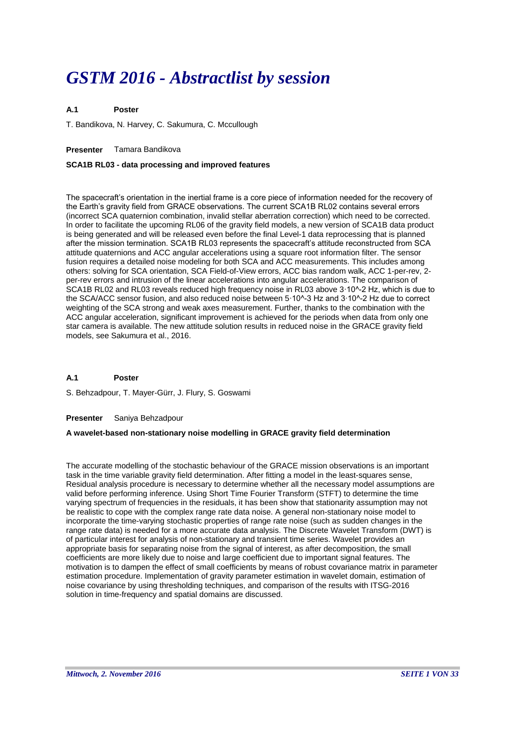# GSTM 2016 - Abstractlist by session

**A.1 Poster**

T. Bandikova, N. Harvey, C. Sakumura, C. Mccullough

**Presenter** Tamara Bandikova

**SCA1B RL03 - data processing and improved features**

The spacecraft's orientation in the inertial frame is a core piece of information needed for the recovery of the Earth's gravity field from GRACE observations. The current SCA1B RL02 contains several errors (incorrect SCA quaternion combination, invalid stellar aberration correction) which need to be corrected. In order to facilitate the upcoming RL06 of the gravity field models, a new version of SCA1B data product is being generated and will be released even before the final Level-1 data reprocessing that is planned after the mission termination. SCA1B RL03 represents the spacecraft's attitude reconstructed from SCA attitude quaternions and ACC angular accelerations using a square root information filter. The sensor fusion requires a detailed noise modeling for both SCA and ACC measurements. This includes among others: solving for SCA orientation, SCA Field-of-View errors, ACC bias random walk, ACC 1-per-rev, 2-per-rev errors and intrusion of the linear accelerations into angular accelerations. The comparison of SCA1B RL02 and RL03 reveals reduced high frequency noise in RL03 above $3 \cdot 10^{-2}$ Hz, which is due to the SCA/ACC sensor fusion, and also reduced noise between $5 \cdot 10^{-3}$ Hz and $3 \cdot 10^{-2}$ Hz due to correct weighting of the SCA strong and weak axes measurement. Further, thanks to the combination with the ACC angular acceleration, significant improvement is achieved for the periods when data from only one star camera is available. The new attitude solution results in reduced noise in the GRACE gravity field models, see Sakumura et al., 2016.

**A.1 Poster**

S. Behzadpour, T. Mayer-Gürr, J. Flury, S. Goswami

**Presenter** Saniya Behzadpour

**A wavelet-based non-stationary noise modelling in GRACE gravity field determination**

The accurate modelling of the stochastic behaviour of the GRACE mission observations is an important task in the time variable gravity field determination. After fitting a model in the least-squares sense, Residual analysis procedure is necessary to determine whether all the necessary model assumptions are valid before performing inference. Using Short Time Fourier Transform (STFT) to determine the time varying spectrum of frequencies in the residuals, it has been show that stationarity assumption may not be realistic to cope with the complex range rate data noise. A general non-stationary noise model to incorporate the time-varying stochastic properties of range rate noise (such as sudden changes in the range rate data) is needed for a more accurate data analysis. The Discrete Wavelet Transform (DWT) is of particular interest for analysis of non-stationary and transient time series. Wavelet provides an appropriate basis for separating noise from the signal of interest, as after decomposition, the small coefficients are more likely due to noise and large coefficient due to important signal features. The motivation is to dampen the effect of small coefficients by means of robust covariance matrix in parameter estimation procedure. Implementation of gravity parameter estimation in wavelet domain, estimation of noise covariance by using thresholding techniques, and comparison of the results with ITSG-2016 solution in time-frequency and spatial domains are discussed.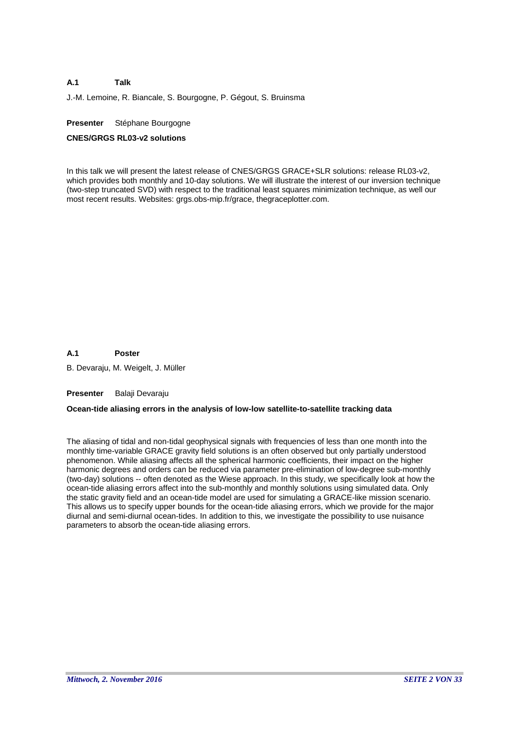**A.1 Talk**

J.-M. Lemoine, R. Biancale, S. Bourgogne, P. Gégout, S. Bruinsma

**Presenter** Stéphane Bourgogne

**CNES/GRGS RL03-v2 solutions**

In this talk we will present the latest release of CNES/GRGS GRACE+SLR solutions: release RL03-v2, which provides both monthly and 10-day solutions. We will illustrate the interest of our inversion technique (two-step truncated SVD) with respect to the traditional least squares minimization technique, as well our most recent results. Websites: grgs.obs-mip.fr/grace, thegraceplotter.com.

**A.1 Poster**

B. Devaraju, M. Weigelt, J. Müller

**Presenter** Balaji Devaraju

**Ocean-tide aliasing errors in the analysis of low-low satellite-to-satellite tracking data**

The aliasing of tidal and non-tidal geophysical signals with frequencies of less than one month into the monthly time-variable GRACE gravity field solutions is an often observed but only partially understood phenomenon. While aliasing affects all the spherical harmonic coefficients, their impact on the higher harmonic degrees and orders can be reduced via parameter pre-elimination of low-degree sub-monthly (two-day) solutions -- often denoted as the Wiese approach. In this study, we specifically look at how the ocean-tide aliasing errors affect into the sub-monthly and monthly solutions using simulated data. Only the static gravity field and an ocean-tide model are used for simulating a GRACE-like mission scenario. This allows us to specify upper bounds for the ocean-tide aliasing errors, which we provide for the major diurnal and semi-diurnal ocean-tides. In addition to this, we investigate the possibility to use nuisance parameters to absorb the ocean-tide aliasing errors.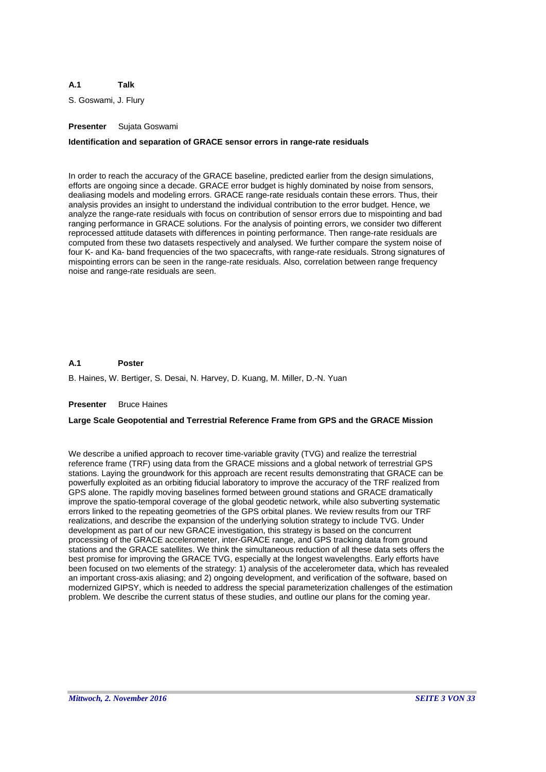**A.1 Talk**

S. Goswami, J. Flury

**Presenter** Sujata Goswami

**Identification and separation of GRACE sensor errors in range-rate residuals**

In order to reach the accuracy of the GRACE baseline, predicted earlier from the design simulations, efforts are ongoing since a decade. GRACE error budget is highly dominated by noise from sensors, dealiasing models and modeling errors. GRACE range-rate residuals contain these errors. Thus, their analysis provides an insight to understand the individual contribution to the error budget. Hence, we analyze the range-rate residuals with focus on contribution of sensor errors due to mispointing and bad ranging performance in GRACE solutions. For the analysis of pointing errors, we consider two different reprocessed attitude datasets with differences in pointing performance. Then range-rate residuals are computed from these two datasets respectively and analysed. We further compare the system noise of four K- and Ka- band frequencies of the two spacecrafts, with range-rate residuals. Strong signatures of mispointing errors can be seen in the range-rate residuals. Also, correlation between range frequency noise and range-rate residuals are seen.

**A.1 Poster**

B. Haines, W. Bertiger, S. Desai, N. Harvey, D. Kuang, M. Miller, D.-N. Yuan

**Presenter** Bruce Haines

**Large Scale Geopotential and Terrestrial Reference Frame from GPS and the GRACE Mission**

We describe a unified approach to recover time-variable gravity (TVG) and realize the terrestrial reference frame (TRF) using data from the GRACE missions and a global network of terrestrial GPS stations. Laying the groundwork for this approach are recent results demonstrating that GRACE can be powerfully exploited as an orbiting fiducial laboratory to improve the accuracy of the TRF realized from GPS alone. The rapidly moving baselines formed between ground stations and GRACE dramatically improve the spatio-temporal coverage of the global geodetic network, while also subverting systematic errors linked to the repeating geometries of the GPS orbital planes. We review results from our TRF realizations, and describe the expansion of the underlying solution strategy to include TVG. Under development as part of our new GRACE investigation, this strategy is based on the concurrent processing of the GRACE accelerometer, inter-GRACE range, and GPS tracking data from ground stations and the GRACE satellites. We think the simultaneous reduction of all these data sets offers the best promise for improving the GRACE TVG, especially at the longest wavelengths. Early efforts have been focused on two elements of the strategy: 1) analysis of the accelerometer data, which has revealed an important cross-axis aliasing; and 2) ongoing development, and verification of the software, based on modernized GIPSY, which is needed to address the special parameterization challenges of the estimation problem. We describe the current status of these studies, and outline our plans for the coming year.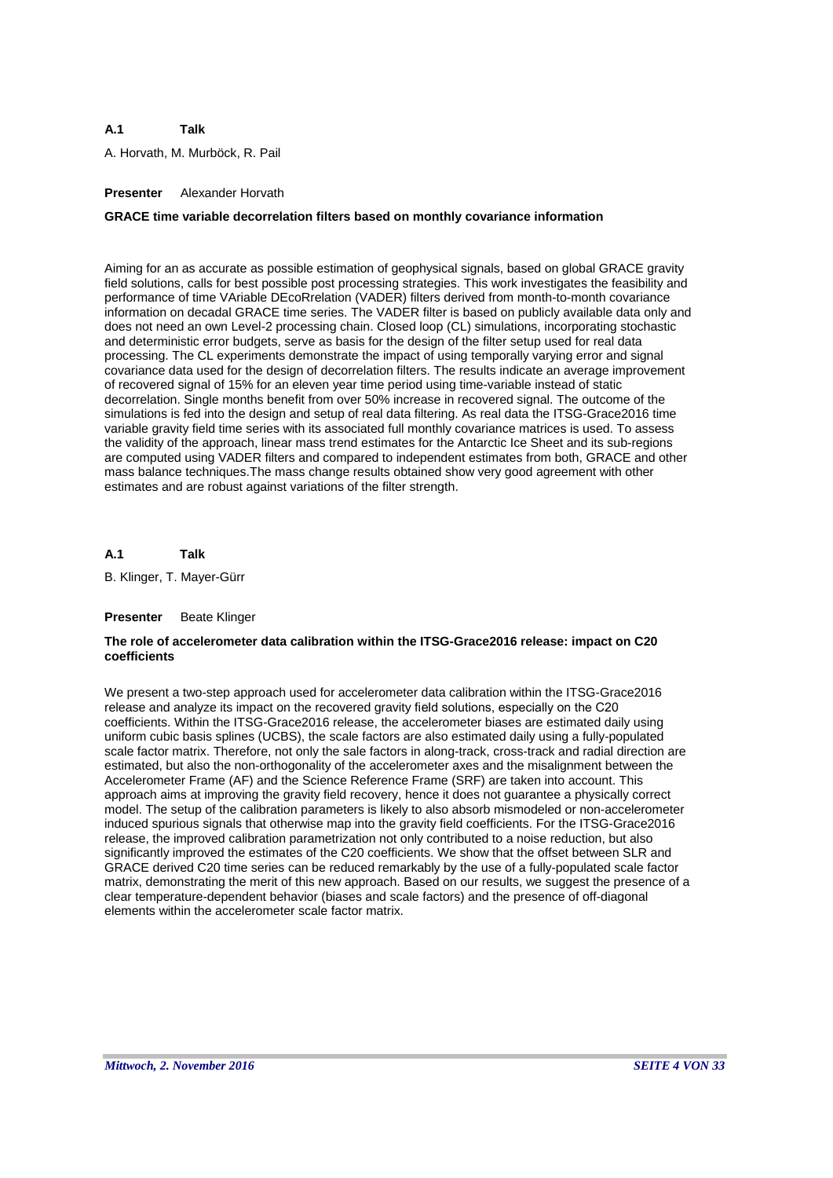**A.1 Talk**

A. Horvath, M. Murböck, R. Pail

**Presenter** Alexander Horvath

**GRACE time variable decorrelation filters based on monthly covariance information**

Aiming for an as accurate as possible estimation of geophysical signals, based on global GRACE gravity field solutions, calls for best possible post processing strategies. This work investigates the feasibility and performance of time VAriable DEcoRrelation (VADER) filters derived from month-to-month covariance information on decadal GRACE time series. The VADER filter is based on publicly available data only and does not need an own Level-2 processing chain. Closed loop (CL) simulations, incorporating stochastic and deterministic error budgets, serve as basis for the design of the filter setup used for real data processing. The CL experiments demonstrate the impact of using temporally varying error and signal covariance data used for the design of decorrelation filters. The results indicate an average improvement of recovered signal of 15% for an eleven year time period using time-variable instead of static decorrelation. Single months benefit from over 50% increase in recovered signal. The outcome of the simulations is fed into the design and setup of real data filtering. As real data the ITSG-Grace2016 time variable gravity field time series with its associated full monthly covariance matrices is used. To assess the validity of the approach, linear mass trend estimates for the Antarctic Ice Sheet and its sub-regions are computed using VADER filters and compared to independent estimates from both, GRACE and other mass balance techniques.The mass change results obtained show very good agreement with other estimates and are robust against variations of the filter strength.

**A.1 Talk**

B. Klinger, T. Mayer-Gürr

**Presenter** Beate Klinger

**The role of accelerometer data calibration within the ITSG-Grace2016 release: impact on C20 coefficients**

We present a two-step approach used for accelerometer data calibration within the ITSG-Grace2016 release and analyze its impact on the recovered gravity field solutions, especially on the C20 coefficients. Within the ITSG-Grace2016 release, the accelerometer biases are estimated daily using uniform cubic basis splines (UCBS), the scale factors are also estimated daily using a fully-populated scale factor matrix. Therefore, not only the sale factors in along-track, cross-track and radial direction are estimated, but also the non-orthogonality of the accelerometer axes and the misalignment between the Accelerometer Frame (AF) and the Science Reference Frame (SRF) are taken into account. This approach aims at improving the gravity field recovery, hence it does not guarantee a physically correct model. The setup of the calibration parameters is likely to also absorb mismodeled or non-accelerometer induced spurious signals that otherwise map into the gravity field coefficients. For the ITSG-Grace2016 release, the improved calibration parametrization not only contributed to a noise reduction, but also significantly improved the estimates of the C20 coefficients. We show that the offset between SLR and GRACE derived C20 time series can be reduced remarkably by the use of a fully-populated scale factor matrix, demonstrating the merit of this new approach. Based on our results, we suggest the presence of a clear temperature-dependent behavior (biases and scale factors) and the presence of off-diagonal elements within the accelerometer scale factor matrix.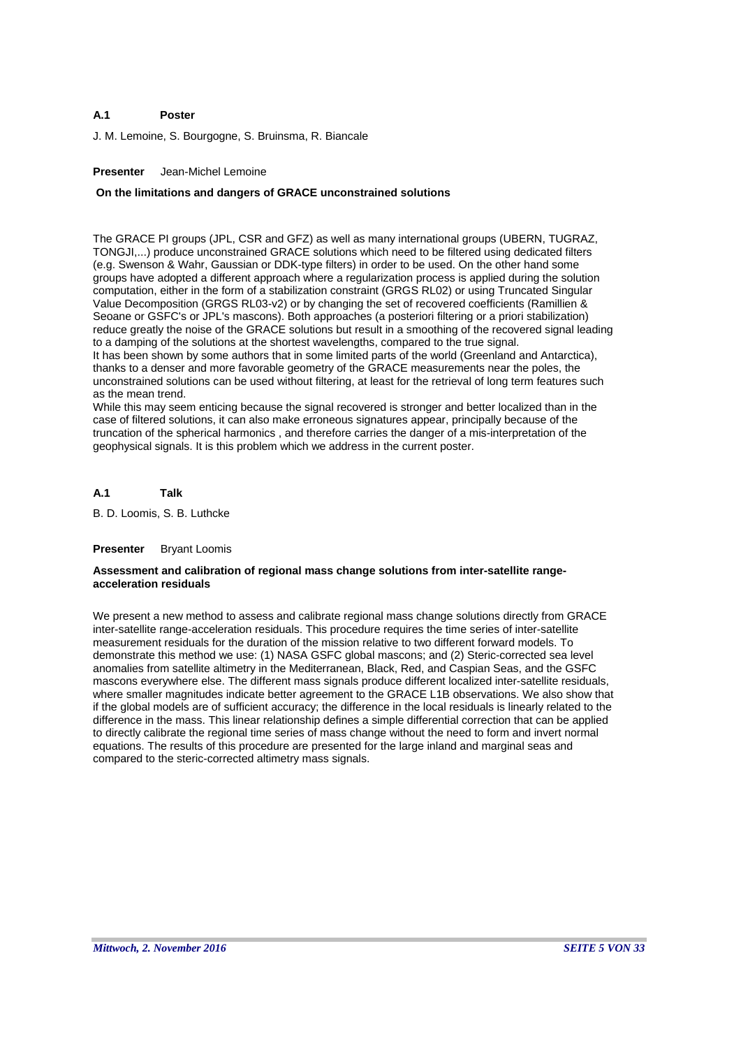**A.1 Poster**

J. M. Lemoine, S. Bourgogne, S. Bruinsma, R. Biancale

**Presenter** Jean-Michel Lemoine

**On the limitations and dangers of GRACE unconstrained solutions**

The GRACE PI groups (JPL, CSR and GFZ) as well as many international groups (UBERN, TUGRAZ, TONGJI,...) produce unconstrained GRACE solutions which need to be filtered using dedicated filters (e.g. Swenson & Wahr, Gaussian or DDK-type filters) in order to be used. On the other hand some groups have adopted a different approach where a regularization process is applied during the solution computation, either in the form of a stabilization constraint (GRGS RL02) or using Truncated Singular Value Decomposition (GRGS RL03-v2) or by changing the set of recovered coefficients (Ramillien & Seoane or GSFC's or JPL's mascons). Both approaches (a posteriori filtering or a priori stabilization) reduce greatly the noise of the GRACE solutions but result in a smoothing of the recovered signal leading to a damping of the solutions at the shortest wavelengths, compared to the true signal.
It has been shown by some authors that in some limited parts of the world (Greenland and Antarctica), thanks to a denser and more favorable geometry of the GRACE measurements near the poles, the unconstrained solutions can be used without filtering, at least for the retrieval of long term features such as the mean trend.
While this may seem enticing because the signal recovered is stronger and better localized than in the case of filtered solutions, it can also make erroneous signatures appear, principally because of the truncation of the spherical harmonics , and therefore carries the danger of a mis-interpretation of the geophysical signals. It is this problem which we address in the current poster.

**A.1 Talk**

B. D. Loomis, S. B. Luthcke

**Presenter** Bryant Loomis

**Assessment and calibration of regional mass change solutions from inter-satellite range-acceleration residuals**

We present a new method to assess and calibrate regional mass change solutions directly from GRACE inter-satellite range-acceleration residuals. This procedure requires the time series of inter-satellite measurement residuals for the duration of the mission relative to two different forward models. To demonstrate this method we use: (1) NASA GSFC global mascons; and (2) Steric-corrected sea level anomalies from satellite altimetry in the Mediterranean, Black, Red, and Caspian Seas, and the GSFC mascons everywhere else. The different mass signals produce different localized inter-satellite residuals, where smaller magnitudes indicate better agreement to the GRACE L1B observations. We also show that if the global models are of sufficient accuracy; the difference in the local residuals is linearly related to the difference in the mass. This linear relationship defines a simple differential correction that can be applied to directly calibrate the regional time series of mass change without the need to form and invert normal equations. The results of this procedure are presented for the large inland and marginal seas and compared to the steric-corrected altimetry mass signals.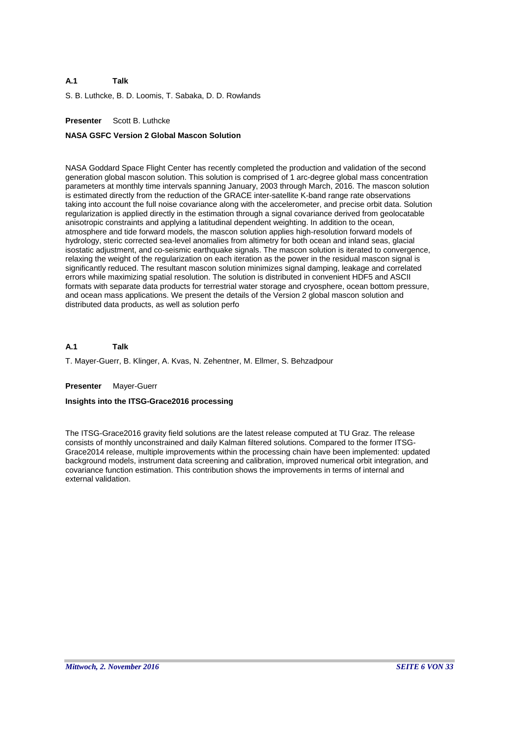**A.1 Talk**

S. B. Luthcke, B. D. Loomis, T. Sabaka, D. D. Rowlands

**Presenter** Scott B. Luthcke

**NASA GSFC Version 2 Global Mascon Solution**

NASA Goddard Space Flight Center has recently completed the production and validation of the second generation global mascon solution. This solution is comprised of 1 arc-degree global mass concentration parameters at monthly time intervals spanning January, 2003 through March, 2016. The mascon solution is estimated directly from the reduction of the GRACE inter-satellite K-band range rate observations taking into account the full noise covariance along with the accelerometer, and precise orbit data. Solution regularization is applied directly in the estimation through a signal covariance derived from geolocatable anisotropic constraints and applying a latitudinal dependent weighting. In addition to the ocean, atmosphere and tide forward models, the mascon solution applies high-resolution forward models of hydrology, steric corrected sea-level anomalies from altimetry for both ocean and inland seas, glacial isostatic adjustment, and co-seismic earthquake signals. The mascon solution is iterated to convergence, relaxing the weight of the regularization on each iteration as the power in the residual mascon signal is significantly reduced. The resultant mascon solution minimizes signal damping, leakage and correlated errors while maximizing spatial resolution. The solution is distributed in convenient HDF5 and ASCII formats with separate data products for terrestrial water storage and cryosphere, ocean bottom pressure, and ocean mass applications. We present the details of the Version 2 global mascon solution and distributed data products, as well as solution perfo

**A.1 Talk**

T. Mayer-Guerr, B. Klinger, A. Kvas, N. Zehentner, M. Ellmer, S. Behzadpour

**Presenter** Mayer-Guerr

**Insights into the ITSG-Grace2016 processing**

The ITSG-Grace2016 gravity field solutions are the latest release computed at TU Graz. The release consists of monthly unconstrained and daily Kalman filtered solutions. Compared to the former ITSG-Grace2014 release, multiple improvements within the processing chain have been implemented: updated background models, instrument data screening and calibration, improved numerical orbit integration, and covariance function estimation. This contribution shows the improvements in terms of internal and external validation.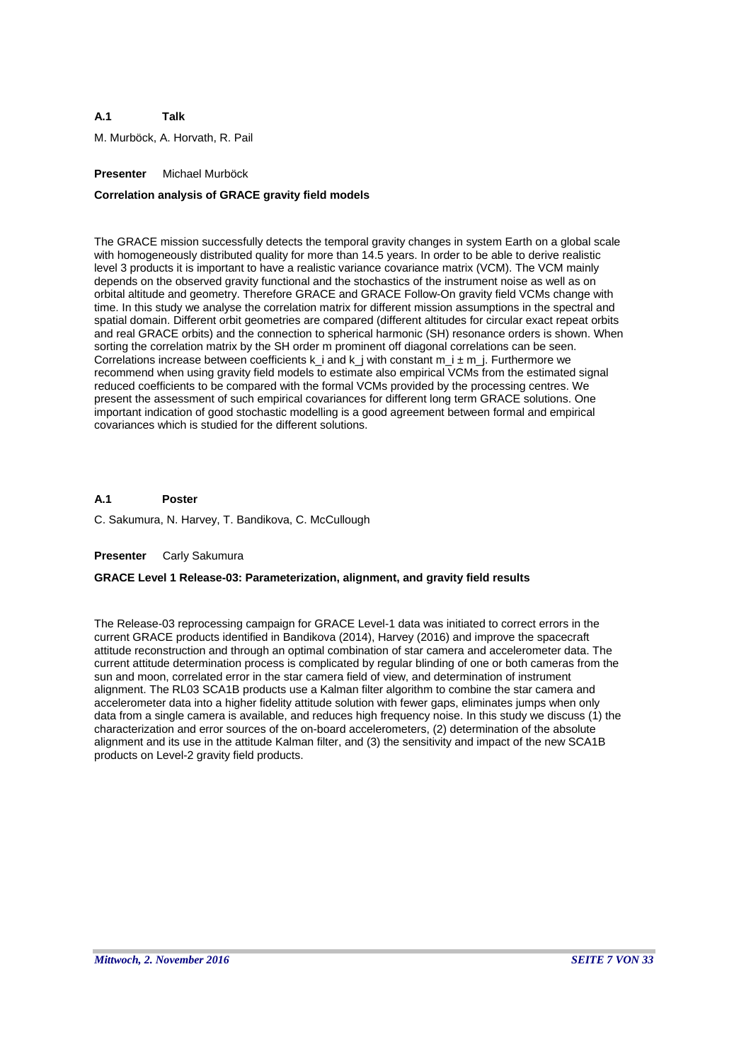**A.1 Talk**

M. Murböck, A. Horvath, R. Pail

**Presenter** Michael Murböck

**Correlation analysis of GRACE gravity field models**

The GRACE mission successfully detects the temporal gravity changes in system Earth on a global scale with homogeneously distributed quality for more than 14.5 years. In order to be able to derive realistic level 3 products it is important to have a realistic variance covariance matrix (VCM). The VCM mainly depends on the observed gravity functional and the stochastics of the instrument noise as well as on orbital altitude and geometry. Therefore GRACE and GRACE Follow-On gravity field VCMs change with time. In this study we analyse the correlation matrix for different mission assumptions in the spectral and spatial domain. Different orbit geometries are compared (different altitudes for circular exact repeat orbits and real GRACE orbits) and the connection to spherical harmonic (SH) resonance orders is shown. When sorting the correlation matrix by the SH order m prominent off diagonal correlations can be seen. Correlations increase between coefficients $k_i$ and $k_j$ with constant $m_i \pm m_j$. Furthermore we recommend when using gravity field models to estimate also empirical VCMs from the estimated signal reduced coefficients to be compared with the formal VCMs provided by the processing centres. We present the assessment of such empirical covariances for different long term GRACE solutions. One important indication of good stochastic modelling is a good agreement between formal and empirical covariances which is studied for the different solutions.

**A.1 Poster**

C. Sakumura, N. Harvey, T. Bandikova, C. McCullough

**Presenter** Carly Sakumura

**GRACE Level 1 Release-03: Parameterization, alignment, and gravity field results**

The Release-03 reprocessing campaign for GRACE Level-1 data was initiated to correct errors in the current GRACE products identified in Bandikova (2014), Harvey (2016) and improve the spacecraft attitude reconstruction and through an optimal combination of star camera and accelerometer data. The current attitude determination process is complicated by regular blinding of one or both cameras from the sun and moon, correlated error in the star camera field of view, and determination of instrument alignment. The RL03 SCA1B products use a Kalman filter algorithm to combine the star camera and accelerometer data into a higher fidelity attitude solution with fewer gaps, eliminates jumps when only data from a single camera is available, and reduces high frequency noise. In this study we discuss (1) the characterization and error sources of the on-board accelerometers, (2) determination of the absolute alignment and its use in the attitude Kalman filter, and (3) the sensitivity and impact of the new SCA1B products on Level-2 gravity field products.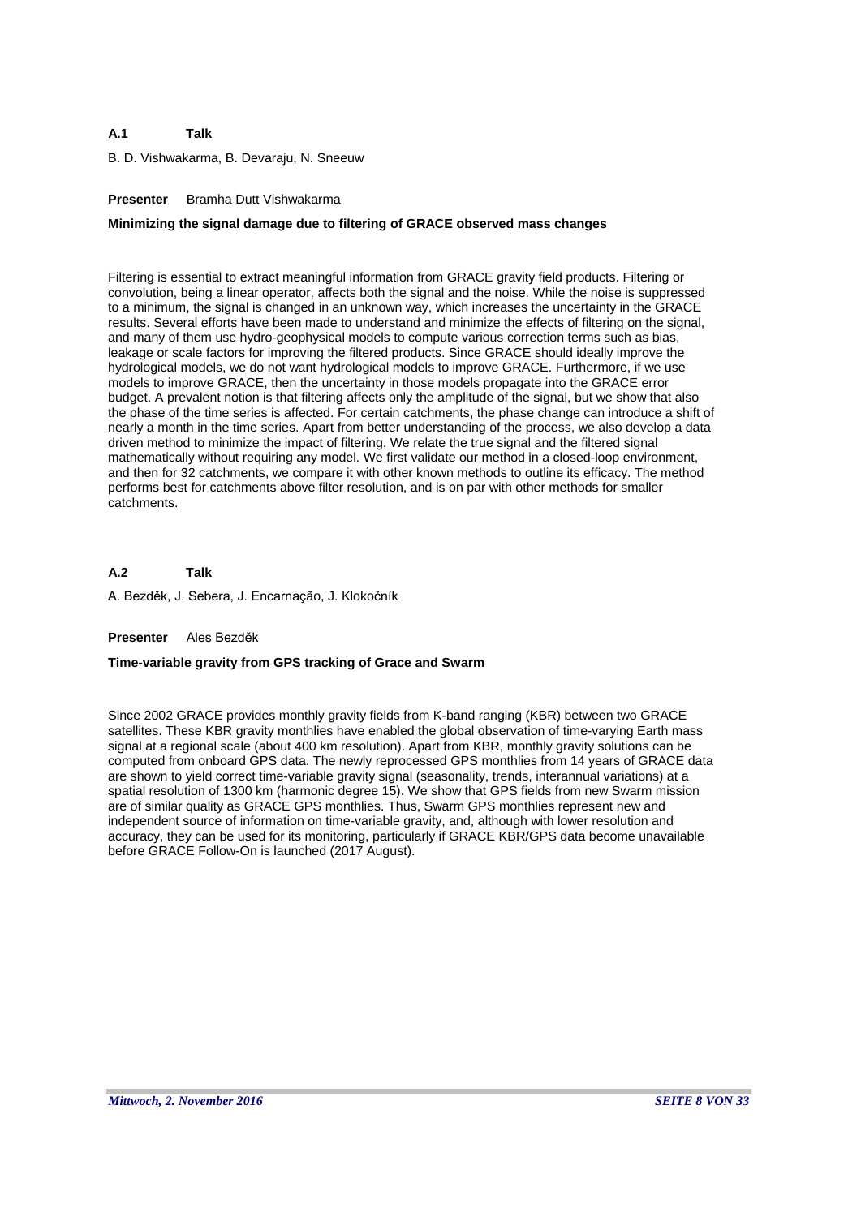**A.1 Talk**

B. D. Vishwakarma, B. Devaraju, N. Sneeuw

**Presenter** Bramha Dutt Vishwakarma

**Minimizing the signal damage due to filtering of GRACE observed mass changes**

Filtering is essential to extract meaningful information from GRACE gravity field products. Filtering or convolution, being a linear operator, affects both the signal and the noise. While the noise is suppressed to a minimum, the signal is changed in an unknown way, which increases the uncertainty in the GRACE results. Several efforts have been made to understand and minimize the effects of filtering on the signal, and many of them use hydro-geophysical models to compute various correction terms such as bias, leakage or scale factors for improving the filtered products. Since GRACE should ideally improve the hydrological models, we do not want hydrological models to improve GRACE. Furthermore, if we use models to improve GRACE, then the uncertainty in those models propagate into the GRACE error budget. A prevalent notion is that filtering affects only the amplitude of the signal, but we show that also the phase of the time series is affected. For certain catchments, the phase change can introduce a shift of nearly a month in the time series. Apart from better understanding of the process, we also develop a data driven method to minimize the impact of filtering. We relate the true signal and the filtered signal mathematically without requiring any model. We first validate our method in a closed-loop environment, and then for 32 catchments, we compare it with other known methods to outline its efficacy. The method performs best for catchments above filter resolution, and is on par with other methods for smaller catchments.

**A.2 Talk**

A. Bezděk, J. Sebera, J. Encarnação, J. Klokočník

**Presenter** Ales Bezděk

**Time-variable gravity from GPS tracking of Grace and Swarm**

Since 2002 GRACE provides monthly gravity fields from K-band ranging (KBR) between two GRACE satellites. These KBR gravity monthlies have enabled the global observation of time-varying Earth mass signal at a regional scale (about 400 km resolution). Apart from KBR, monthly gravity solutions can be computed from onboard GPS data. The newly reprocessed GPS monthlies from 14 years of GRACE data are shown to yield correct time-variable gravity signal (seasonality, trends, interannual variations) at a spatial resolution of 1300 km (harmonic degree 15). We show that GPS fields from new Swarm mission are of similar quality as GRACE GPS monthlies. Thus, Swarm GPS monthlies represent new and independent source of information on time-variable gravity, and, although with lower resolution and accuracy, they can be used for its monitoring, particularly if GRACE KBR/GPS data become unavailable before GRACE Follow-On is launched (2017 August).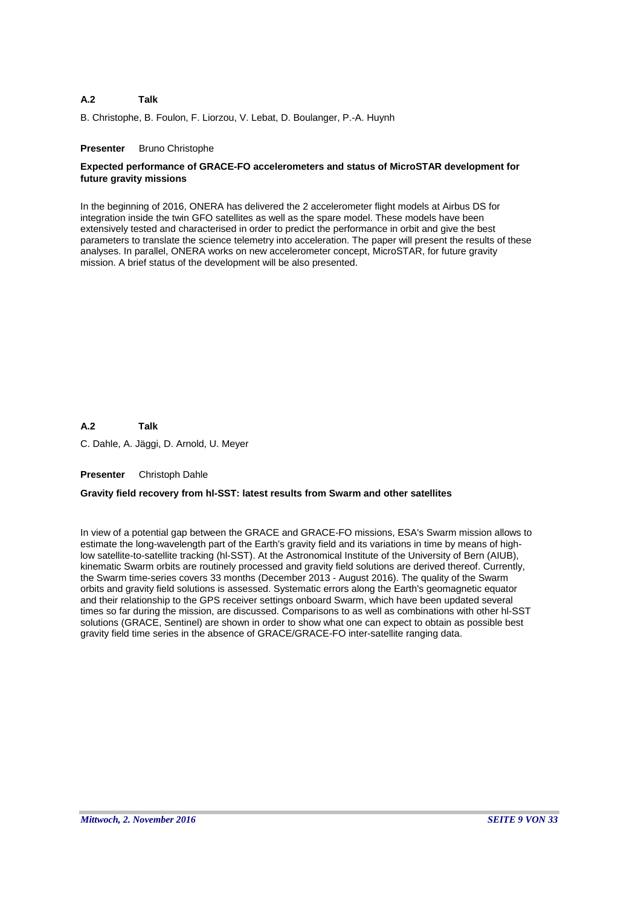**A.2 Talk**

B. Christophe, B. Foulon, F. Liorzou, V. Lebat, D. Boulanger, P.-A. Huynh

**Presenter** Bruno Christophe

**Expected performance of GRACE-FO accelerometers and status of MicroSTAR development for future gravity missions**

In the beginning of 2016, ONERA has delivered the 2 accelerometer flight models at Airbus DS for integration inside the twin GFO satellites as well as the spare model. These models have been extensively tested and characterised in order to predict the performance in orbit and give the best parameters to translate the science telemetry into acceleration. The paper will present the results of these analyses. In parallel, ONERA works on new accelerometer concept, MicroSTAR, for future gravity mission. A brief status of the development will be also presented.

**A.2 Talk**

C. Dahle, A. Jäggi, D. Arnold, U. Meyer

**Presenter** Christoph Dahle

**Gravity field recovery from hl-SST: latest results from Swarm and other satellites**

In view of a potential gap between the GRACE and GRACE-FO missions, ESA's Swarm mission allows to estimate the long-wavelength part of the Earth's gravity field and its variations in time by means of high-low satellite-to-satellite tracking (hl-SST). At the Astronomical Institute of the University of Bern (AIUB), kinematic Swarm orbits are routinely processed and gravity field solutions are derived thereof. Currently, the Swarm time-series covers 33 months (December 2013 - August 2016). The quality of the Swarm orbits and gravity field solutions is assessed. Systematic errors along the Earth's geomagnetic equator and their relationship to the GPS receiver settings onboard Swarm, which have been updated several times so far during the mission, are discussed. Comparisons to as well as combinations with other hl-SST solutions (GRACE, Sentinel) are shown in order to show what one can expect to obtain as possible best gravity field time series in the absence of GRACE/GRACE-FO inter-satellite ranging data.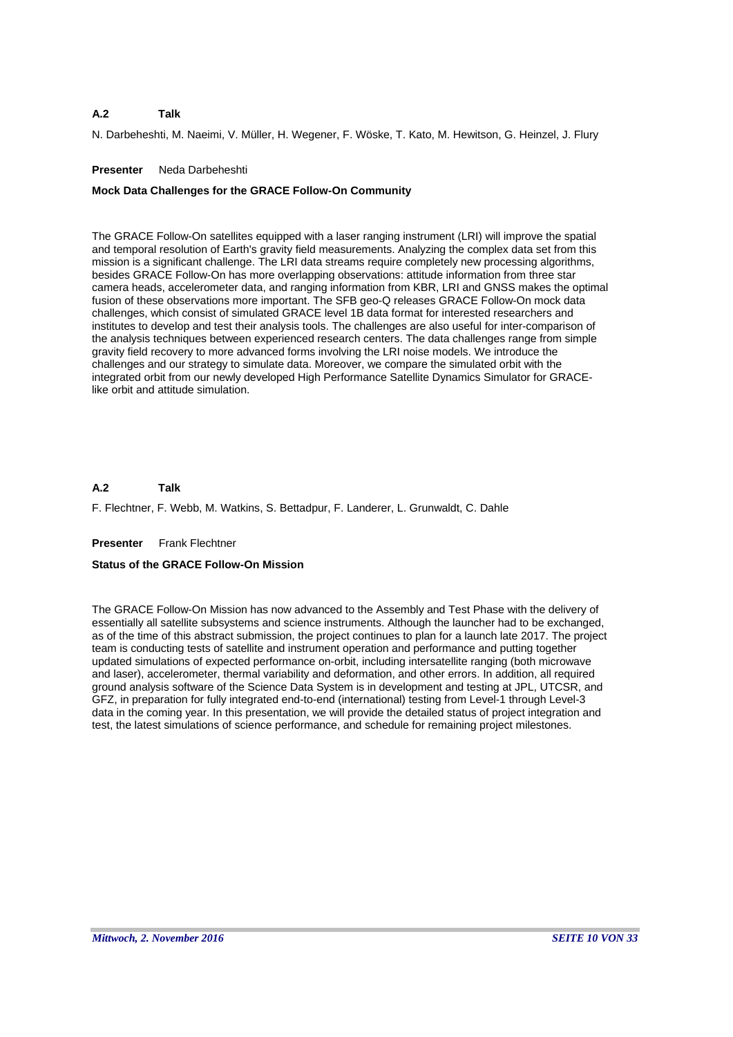**A.2 Talk**

N. Darbeheshti, M. Naeimi, V. Müller, H. Wegener, F. Wöske, T. Kato, M. Hewitson, G. Heinzel, J. Flury

**Presenter** Neda Darbeheshti

**Mock Data Challenges for the GRACE Follow-On Community**

The GRACE Follow-On satellites equipped with a laser ranging instrument (LRI) will improve the spatial and temporal resolution of Earth's gravity field measurements. Analyzing the complex data set from this mission is a significant challenge. The LRI data streams require completely new processing algorithms, besides GRACE Follow-On has more overlapping observations: attitude information from three star camera heads, accelerometer data, and ranging information from KBR, LRI and GNSS makes the optimal fusion of these observations more important. The SFB geo-Q releases GRACE Follow-On mock data challenges, which consist of simulated GRACE level 1B data format for interested researchers and institutes to develop and test their analysis tools. The challenges are also useful for inter-comparison of the analysis techniques between experienced research centers. The data challenges range from simple gravity field recovery to more advanced forms involving the LRI noise models. We introduce the challenges and our strategy to simulate data. Moreover, we compare the simulated orbit with the integrated orbit from our newly developed High Performance Satellite Dynamics Simulator for GRACE-like orbit and attitude simulation.

**A.2 Talk**

F. Flechtner, F. Webb, M. Watkins, S. Bettadpur, F. Landerer, L. Grunwaldt, C. Dahle

**Presenter** Frank Flechtner

**Status of the GRACE Follow-On Mission**

The GRACE Follow-On Mission has now advanced to the Assembly and Test Phase with the delivery of essentially all satellite subsystems and science instruments. Although the launcher had to be exchanged, as of the time of this abstract submission, the project continues to plan for a launch late 2017. The project team is conducting tests of satellite and instrument operation and performance and putting together updated simulations of expected performance on-orbit, including intersatellite ranging (both microwave and laser), accelerometer, thermal variability and deformation, and other errors. In addition, all required ground analysis software of the Science Data System is in development and testing at JPL, UTCSR, and GFZ, in preparation for fully integrated end-to-end (international) testing from Level-1 through Level-3 data in the coming year. In this presentation, we will provide the detailed status of project integration and test, the latest simulations of science performance, and schedule for remaining project milestones.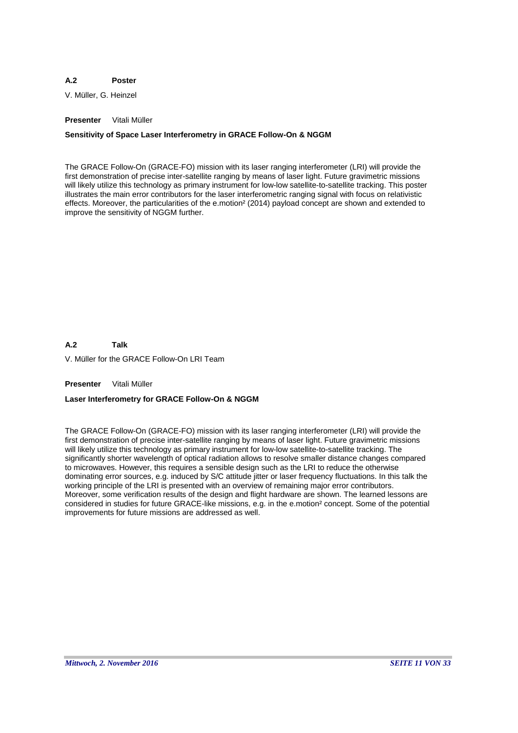**A.2 Poster**

V. Müller, G. Heinzel

**Presenter** Vitali Müller

**Sensitivity of Space Laser Interferometry in GRACE Follow-On & NGGM**

The GRACE Follow-On (GRACE-FO) mission with its laser ranging interferometer (LRI) will provide the first demonstration of precise inter-satellite ranging by means of laser light. Future gravimetric missions will likely utilize this technology as primary instrument for low-low satellite-to-satellite tracking. This poster illustrates the main error contributors for the laser interferometric ranging signal with focus on relativistic effects. Moreover, the particularities of the e.motion² (2014) payload concept are shown and extended to improve the sensitivity of NGGM further.

**A.2 Talk**

V. Müller for the GRACE Follow-On LRI Team

**Presenter** Vitali Müller

**Laser Interferometry for GRACE Follow-On & NGGM**

The GRACE Follow-On (GRACE-FO) mission with its laser ranging interferometer (LRI) will provide the first demonstration of precise inter-satellite ranging by means of laser light. Future gravimetric missions will likely utilize this technology as primary instrument for low-low satellite-to-satellite tracking. The significantly shorter wavelength of optical radiation allows to resolve smaller distance changes compared to microwaves. However, this requires a sensible design such as the LRI to reduce the otherwise dominating error sources, e.g. induced by S/C attitude jitter or laser frequency fluctuations. In this talk the working principle of the LRI is presented with an overview of remaining major error contributors. Moreover, some verification results of the design and flight hardware are shown. The learned lessons are considered in studies for future GRACE-like missions, e.g. in the e.motion² concept. Some of the potential improvements for future missions are addressed as well.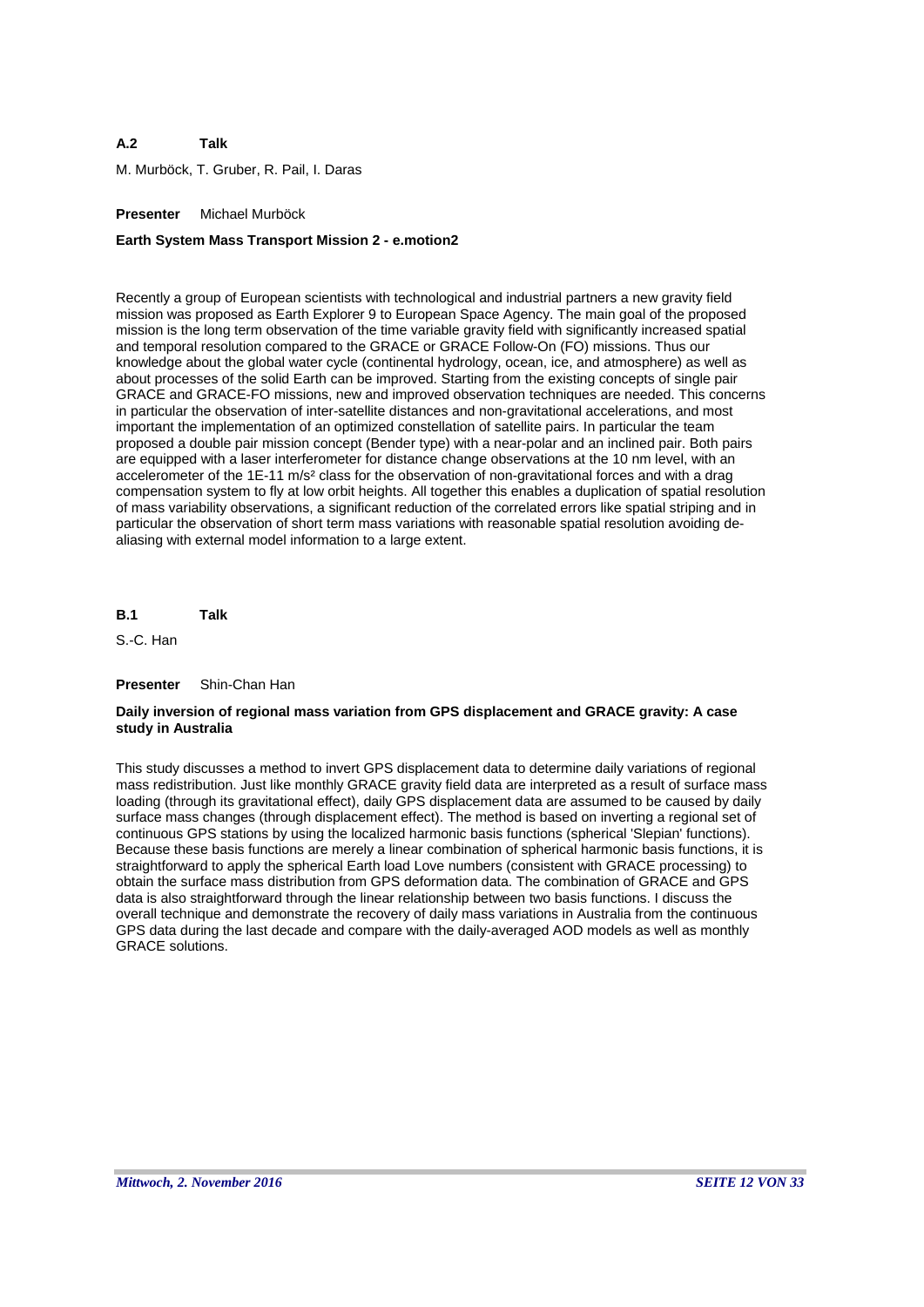**A.2 Talk**

M. Murböck, T. Gruber, R. Pail, I. Daras

**Presenter** Michael Murböck

**Earth System Mass Transport Mission 2 - e.motion2**

Recently a group of European scientists with technological and industrial partners a new gravity field mission was proposed as Earth Explorer 9 to European Space Agency. The main goal of the proposed mission is the long term observation of the time variable gravity field with significantly increased spatial and temporal resolution compared to the GRACE or GRACE Follow-On (FO) missions. Thus our knowledge about the global water cycle (continental hydrology, ocean, ice, and atmosphere) as well as about processes of the solid Earth can be improved. Starting from the existing concepts of single pair GRACE and GRACE-FO missions, new and improved observation techniques are needed. This concerns in particular the observation of inter-satellite distances and non-gravitational accelerations, and most important the implementation of an optimized constellation of satellite pairs. In particular the team proposed a double pair mission concept (Bender type) with a near-polar and an inclined pair. Both pairs are equipped with a laser interferometer for distance change observations at the 10 nm level, with an accelerometer of the 1E-11 m/s² class for the observation of non-gravitational forces and with a drag compensation system to fly at low orbit heights. All together this enables a duplication of spatial resolution of mass variability observations, a significant reduction of the correlated errors like spatial striping and in particular the observation of short term mass variations with reasonable spatial resolution avoiding de-aliasing with external model information to a large extent.

**B.1 Talk**

S.-C. Han

**Presenter** Shin-Chan Han

**Daily inversion of regional mass variation from GPS displacement and GRACE gravity: A case study in Australia**

This study discusses a method to invert GPS displacement data to determine daily variations of regional mass redistribution. Just like monthly GRACE gravity field data are interpreted as a result of surface mass loading (through its gravitational effect), daily GPS displacement data are assumed to be caused by daily surface mass changes (through displacement effect). The method is based on inverting a regional set of continuous GPS stations by using the localized harmonic basis functions (spherical 'Slepian' functions). Because these basis functions are merely a linear combination of spherical harmonic basis functions, it is straightforward to apply the spherical Earth load Love numbers (consistent with GRACE processing) to obtain the surface mass distribution from GPS deformation data. The combination of GRACE and GPS data is also straightforward through the linear relationship between two basis functions. I discuss the overall technique and demonstrate the recovery of daily mass variations in Australia from the continuous GPS data during the last decade and compare with the daily-averaged AOD models as well as monthly GRACE solutions.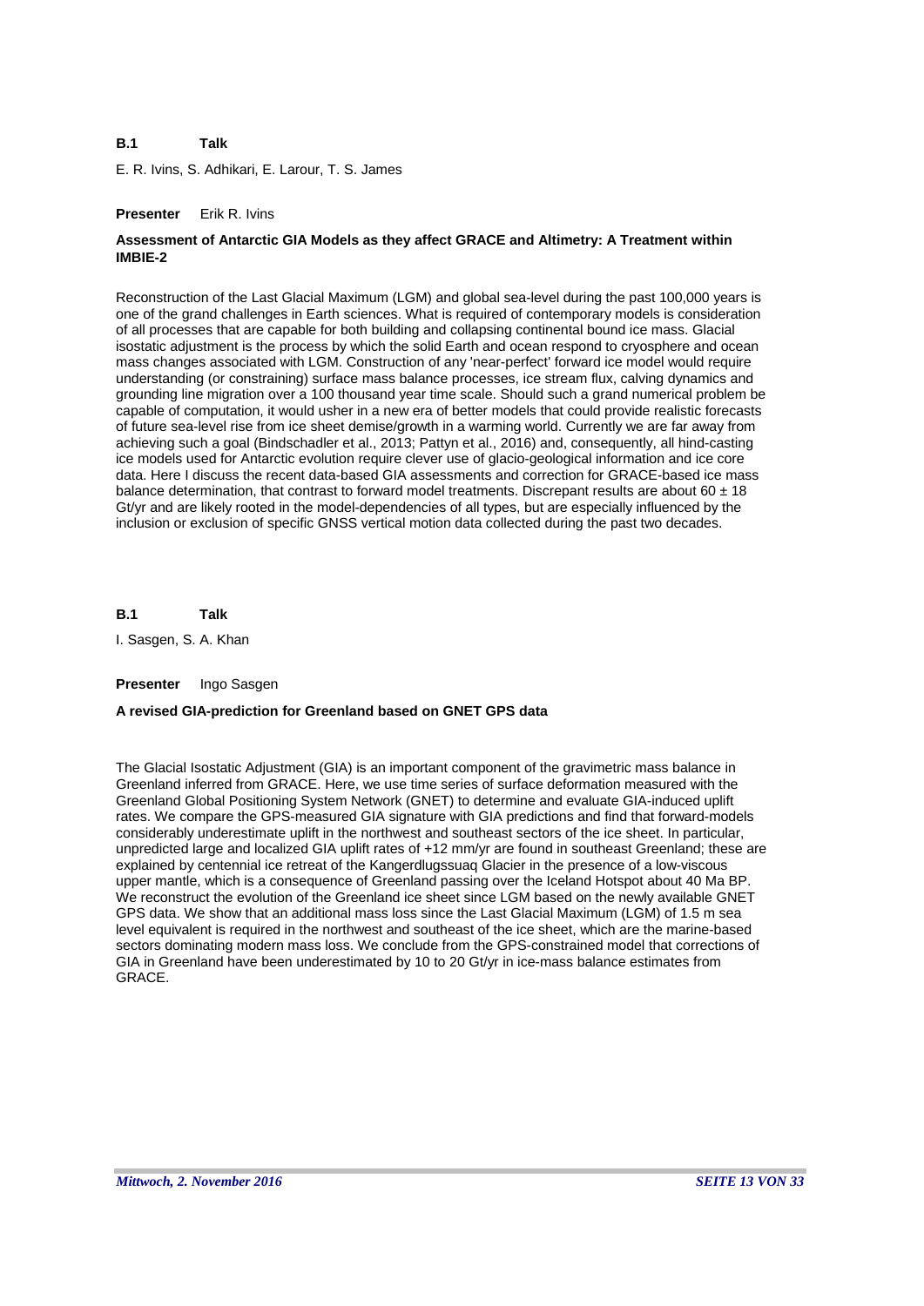**B.1 Talk**

E. R. Ivins, S. Adhikari, E. Larour, T. S. James

**Presenter** Erik R. Ivins

**Assessment of Antarctic GIA Models as they affect GRACE and Altimetry: A Treatment within IMBIE-2**

Reconstruction of the Last Glacial Maximum (LGM) and global sea-level during the past 100,000 years is one of the grand challenges in Earth sciences. What is required of contemporary models is consideration of all processes that are capable for both building and collapsing continental bound ice mass. Glacial isostatic adjustment is the process by which the solid Earth and ocean respond to cryosphere and ocean mass changes associated with LGM. Construction of any 'near-perfect' forward ice model would require understanding (or constraining) surface mass balance processes, ice stream flux, calving dynamics and grounding line migration over a 100 thousand year time scale. Should such a grand numerical problem be capable of computation, it would usher in a new era of better models that could provide realistic forecasts of future sea-level rise from ice sheet demise/growth in a warming world. Currently we are far away from achieving such a goal (Bindschadler et al., 2013; Pattyn et al., 2016) and, consequently, all hind-casting ice models used for Antarctic evolution require clever use of glacio-geological information and ice core data. Here I discuss the recent data-based GIA assessments and correction for GRACE-based ice mass balance determination, that contrast to forward model treatments. Discrepant results are about $60 \pm 18$ Gt/yr and are likely rooted in the model-dependencies of all types, but are especially influenced by the inclusion or exclusion of specific GNSS vertical motion data collected during the past two decades.

**B.1 Talk**

I. Sasgen, S. A. Khan

**Presenter** Ingo Sasgen

**A revised GIA-prediction for Greenland based on GNET GPS data**

The Glacial Isostatic Adjustment (GIA) is an important component of the gravimetric mass balance in Greenland inferred from GRACE. Here, we use time series of surface deformation measured with the Greenland Global Positioning System Network (GNET) to determine and evaluate GIA-induced uplift rates. We compare the GPS-measured GIA signature with GIA predictions and find that forward-models considerably underestimate uplift in the northwest and southeast sectors of the ice sheet. In particular, unpredicted large and localized GIA uplift rates of +12 mm/yr are found in southeast Greenland; these are explained by centennial ice retreat of the Kangerdlugssuaq Glacier in the presence of a low-viscous upper mantle, which is a consequence of Greenland passing over the Iceland Hotspot about 40 Ma BP. We reconstruct the evolution of the Greenland ice sheet since LGM based on the newly available GNET GPS data. We show that an additional mass loss since the Last Glacial Maximum (LGM) of 1.5 m sea level equivalent is required in the northwest and southeast of the ice sheet, which are the marine-based sectors dominating modern mass loss. We conclude from the GPS-constrained model that corrections of GIA in Greenland have been underestimated by 10 to 20 Gt/yr in ice-mass balance estimates from GRACE.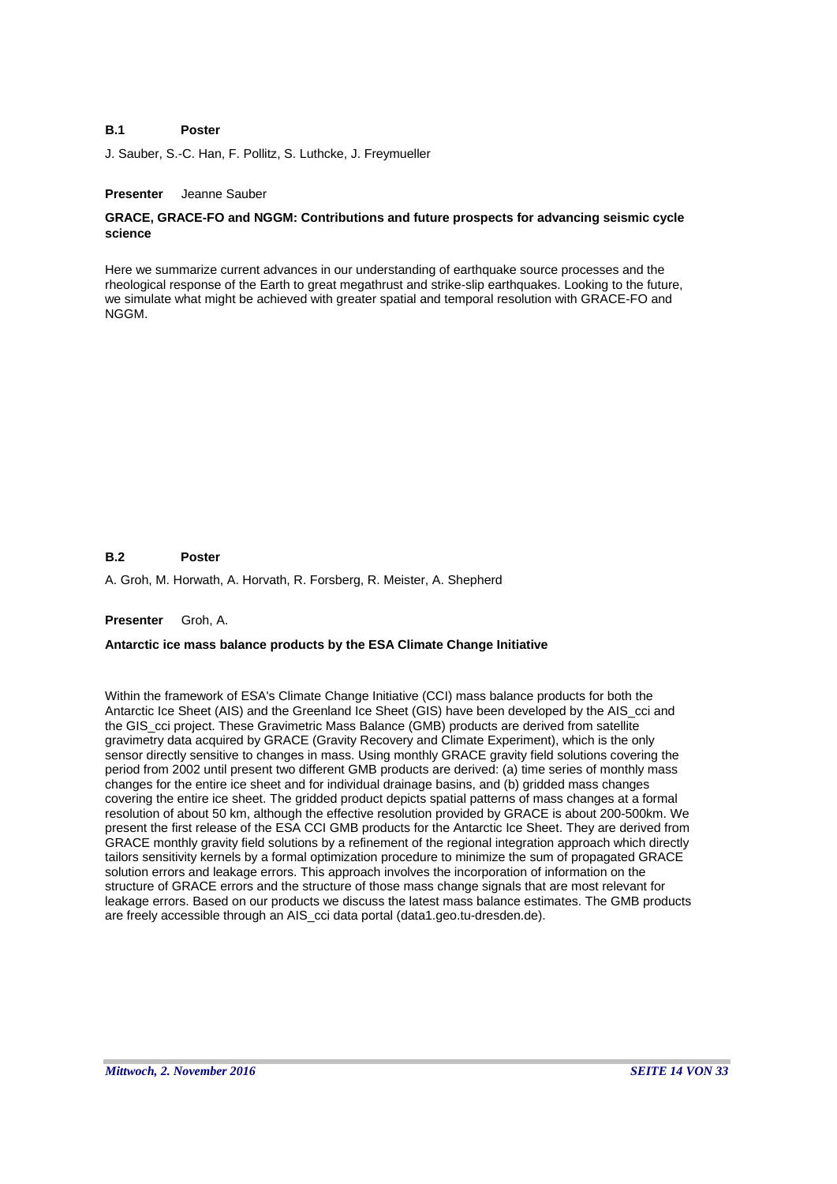**B.1 Poster**

J. Sauber, S.-C. Han, F. Pollitz, S. Luthcke, J. Freymueller

**Presenter** Jeanne Sauber

**GRACE, GRACE-FO and NGGM: Contributions and future prospects for advancing seismic cycle science**

Here we summarize current advances in our understanding of earthquake source processes and the rheological response of the Earth to great megathrust and strike-slip earthquakes. Looking to the future, we simulate what might be achieved with greater spatial and temporal resolution with GRACE-FO and NGGM.

**B.2 Poster**

A. Groh, M. Horwath, A. Horvath, R. Forsberg, R. Meister, A. Shepherd

**Presenter** Groh, A.

**Antarctic ice mass balance products by the ESA Climate Change Initiative**

Within the framework of ESA's Climate Change Initiative (CCI) mass balance products for both the Antarctic Ice Sheet (AIS) and the Greenland Ice Sheet (GIS) have been developed by the AIS_cci and the GIS_cci project. These Gravimetric Mass Balance (GMB) products are derived from satellite gravimetry data acquired by GRACE (Gravity Recovery and Climate Experiment), which is the only sensor directly sensitive to changes in mass. Using monthly GRACE gravity field solutions covering the period from 2002 until present two different GMB products are derived: (a) time series of monthly mass changes for the entire ice sheet and for individual drainage basins, and (b) gridded mass changes covering the entire ice sheet. The gridded product depicts spatial patterns of mass changes at a formal resolution of about 50 km, although the effective resolution provided by GRACE is about 200-500km. We present the first release of the ESA CCI GMB products for the Antarctic Ice Sheet. They are derived from GRACE monthly gravity field solutions by a refinement of the regional integration approach which directly tailors sensitivity kernels by a formal optimization procedure to minimize the sum of propagated GRACE solution errors and leakage errors. This approach involves the incorporation of information on the structure of GRACE errors and the structure of those mass change signals that are most relevant for leakage errors. Based on our products we discuss the latest mass balance estimates. The GMB products are freely accessible through an AIS_cci data portal (data1.geo.tu-dresden.de).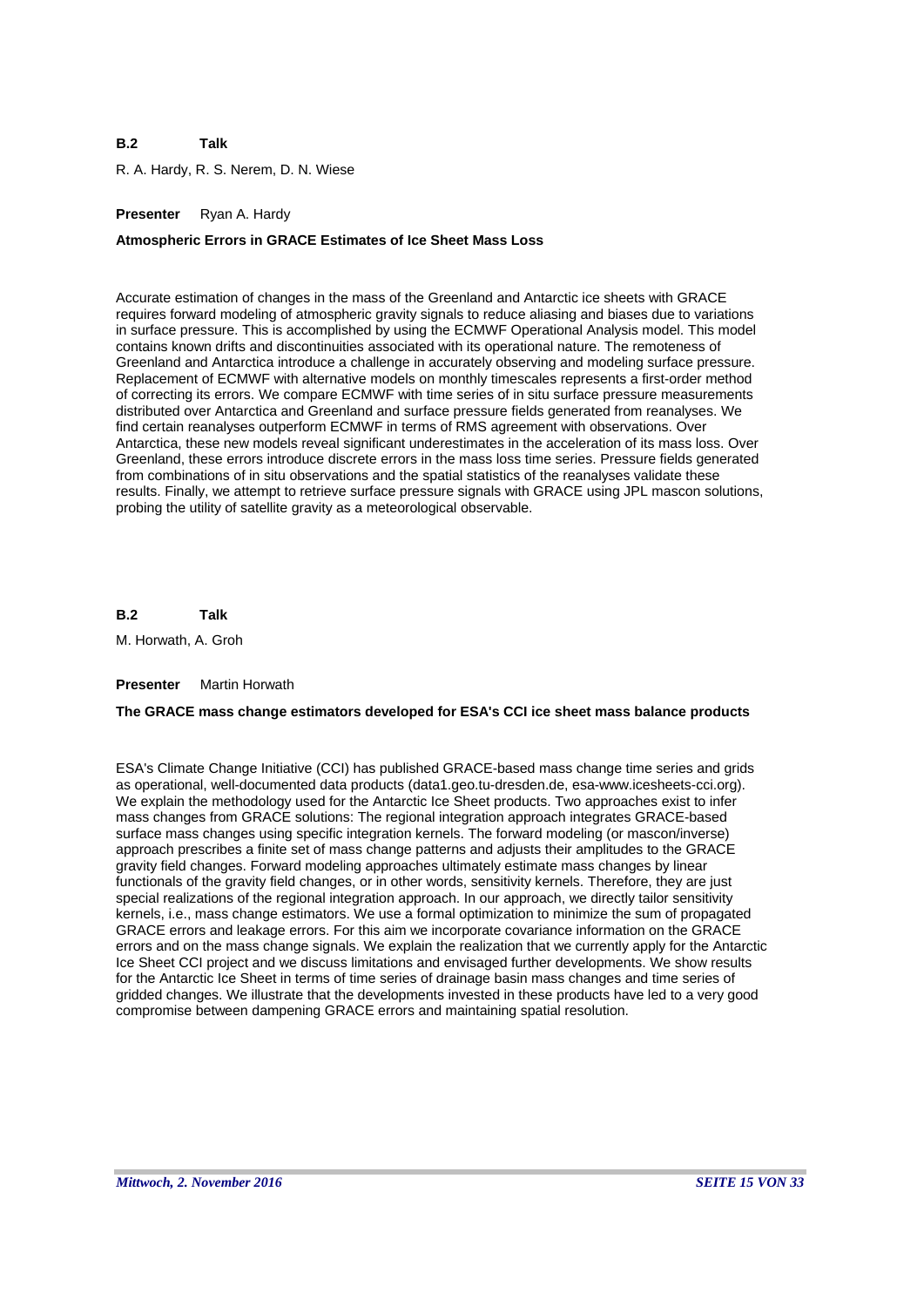**B.2 Talk**

R. A. Hardy, R. S. Nerem, D. N. Wiese

**Presenter** Ryan A. Hardy

**Atmospheric Errors in GRACE Estimates of Ice Sheet Mass Loss**

Accurate estimation of changes in the mass of the Greenland and Antarctic ice sheets with GRACE requires forward modeling of atmospheric gravity signals to reduce aliasing and biases due to variations in surface pressure. This is accomplished by using the ECMWF Operational Analysis model. This model contains known drifts and discontinuities associated with its operational nature. The remoteness of Greenland and Antarctica introduce a challenge in accurately observing and modeling surface pressure. Replacement of ECMWF with alternative models on monthly timescales represents a first-order method of correcting its errors. We compare ECMWF with time series of in situ surface pressure measurements distributed over Antarctica and Greenland and surface pressure fields generated from reanalyses. We find certain reanalyses outperform ECMWF in terms of RMS agreement with observations. Over Antarctica, these new models reveal significant underestimates in the acceleration of its mass loss. Over Greenland, these errors introduce discrete errors in the mass loss time series. Pressure fields generated from combinations of in situ observations and the spatial statistics of the reanalyses validate these results. Finally, we attempt to retrieve surface pressure signals with GRACE using JPL mascon solutions, probing the utility of satellite gravity as a meteorological observable.

**B.2 Talk**

M. Horwath, A. Groh

**Presenter** Martin Horwath

**The GRACE mass change estimators developed for ESA's CCI ice sheet mass balance products**

ESA's Climate Change Initiative (CCI) has published GRACE-based mass change time series and grids as operational, well-documented data products (data1.geo.tu-dresden.de, esa-www.icesheets-cci.org). We explain the methodology used for the Antarctic Ice Sheet products. Two approaches exist to infer mass changes from GRACE solutions: The regional integration approach integrates GRACE-based surface mass changes using specific integration kernels. The forward modeling (or mascon/inverse) approach prescribes a finite set of mass change patterns and adjusts their amplitudes to the GRACE gravity field changes. Forward modeling approaches ultimately estimate mass changes by linear functionals of the gravity field changes, or in other words, sensitivity kernels. Therefore, they are just special realizations of the regional integration approach. In our approach, we directly tailor sensitivity kernels, i.e., mass change estimators. We use a formal optimization to minimize the sum of propagated GRACE errors and leakage errors. For this aim we incorporate covariance information on the GRACE errors and on the mass change signals. We explain the realization that we currently apply for the Antarctic Ice Sheet CCI project and we discuss limitations and envisaged further developments. We show results for the Antarctic Ice Sheet in terms of time series of drainage basin mass changes and time series of gridded changes. We illustrate that the developments invested in these products have led to a very good compromise between dampening GRACE errors and maintaining spatial resolution.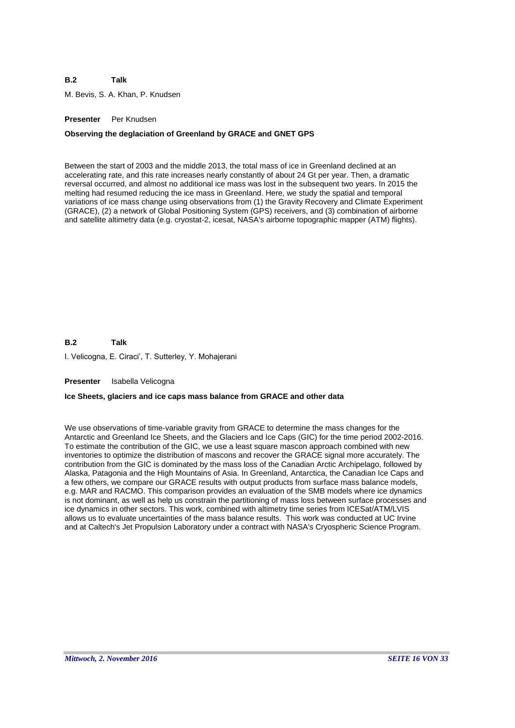**B.2 Talk**

M. Bevis, S. A. Khan, P. Knudsen

**Presenter** Per Knudsen

**Observing the deglaciation of Greenland by GRACE and GNET GPS**

Between the start of 2003 and the middle 2013, the total mass of ice in Greenland declined at an accelerating rate, and this rate increases nearly constantly of about 24 Gt per year. Then, a dramatic reversal occurred, and almost no additional ice mass was lost in the subsequent two years. In 2015 the melting had resumed reducing the ice mass in Greenland. Here, we study the spatial and temporal variations of ice mass change using observations from (1) the Gravity Recovery and Climate Experiment (GRACE), (2) a network of Global Positioning System (GPS) receivers, and (3) combination of airborne and satellite altimetry data (e.g. cryostat-2, icesat, NASA's airborne topographic mapper (ATM) flights).

**B.2 Talk**

I. Velicogna, E. Ciraci', T. Sutterley, Y. Mohajerani

**Presenter** Isabella Velicogna

**Ice Sheets, glaciers and ice caps mass balance from GRACE and other data**

We use observations of time-variable gravity from GRACE to determine the mass changes for the Antarctic and Greenland Ice Sheets, and the Glaciers and Ice Caps (GIC) for the time period 2002-2016. To estimate the contribution of the GIC, we use a least square mascon approach combined with new inventories to optimize the distribution of mascons and recover the GRACE signal more accurately. The contribution from the GIC is dominated by the mass loss of the Canadian Arctic Archipelago, followed by Alaska, Patagonia and the High Mountains of Asia. In Greenland, Antarctica, the Canadian Ice Caps and a few others, we compare our GRACE results with output products from surface mass balance models, e.g. MAR and RACMO. This comparison provides an evaluation of the SMB models where ice dynamics is not dominant, as well as help us constrain the partitioning of mass loss between surface processes and ice dynamics in other sectors. This work, combined with altimetry time series from ICESat/ATM/LVIS allows us to evaluate uncertainties of the mass balance results. This work was conducted at UC Irvine and at Caltech's Jet Propulsion Laboratory under a contract with NASA's Cryospheric Science Program.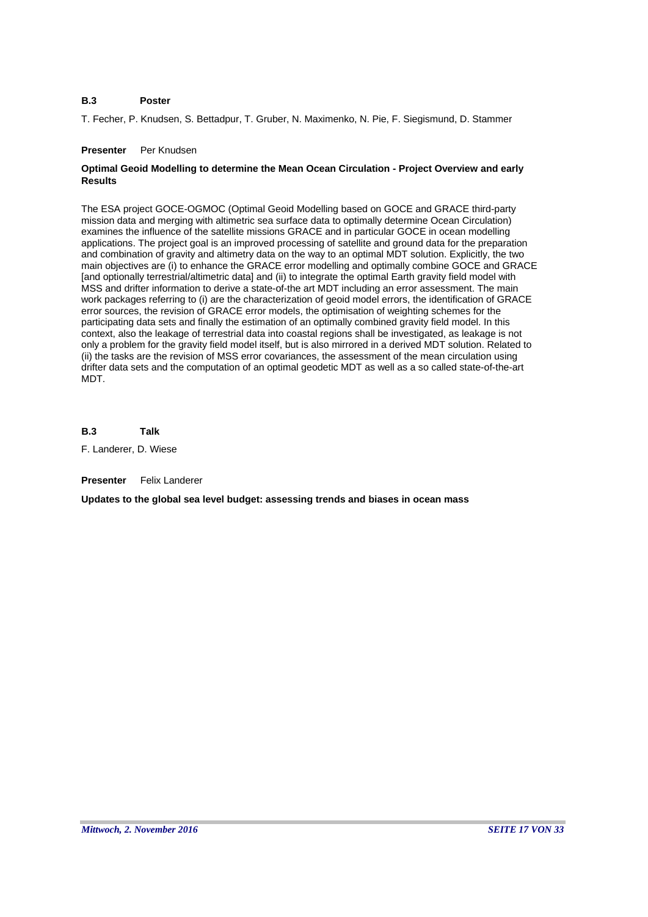**B.3 Poster**

T. Fecher, P. Knudsen, S. Bettadpur, T. Gruber, N. Maximenko, N. Pie, F. Siegismund, D. Stammer

**Presenter** Per Knudsen

**Optimal Geoid Modelling to determine the Mean Ocean Circulation - Project Overview and early Results**

The ESA project GOCE-OGMOC (Optimal Geoid Modelling based on GOCE and GRACE third-party mission data and merging with altimetric sea surface data to optimally determine Ocean Circulation) examines the influence of the satellite missions GRACE and in particular GOCE in ocean modelling applications. The project goal is an improved processing of satellite and ground data for the preparation and combination of gravity and altimetry data on the way to an optimal MDT solution. Explicitly, the two main objectives are (i) to enhance the GRACE error modelling and optimally combine GOCE and GRACE [and optionally terrestrial/altimetric data] and (ii) to integrate the optimal Earth gravity field model with MSS and drifter information to derive a state-of-the art MDT including an error assessment. The main work packages referring to (i) are the characterization of geoid model errors, the identification of GRACE error sources, the revision of GRACE error models, the optimisation of weighting schemes for the participating data sets and finally the estimation of an optimally combined gravity field model. In this context, also the leakage of terrestrial data into coastal regions shall be investigated, as leakage is not only a problem for the gravity field model itself, but is also mirrored in a derived MDT solution. Related to (ii) the tasks are the revision of MSS error covariances, the assessment of the mean circulation using drifter data sets and the computation of an optimal geodetic MDT as well as a so called state-of-the-art MDT.

**B.3 Talk**

F. Landerer, D. Wiese

**Presenter** Felix Landerer

**Updates to the global sea level budget: assessing trends and biases in ocean mass**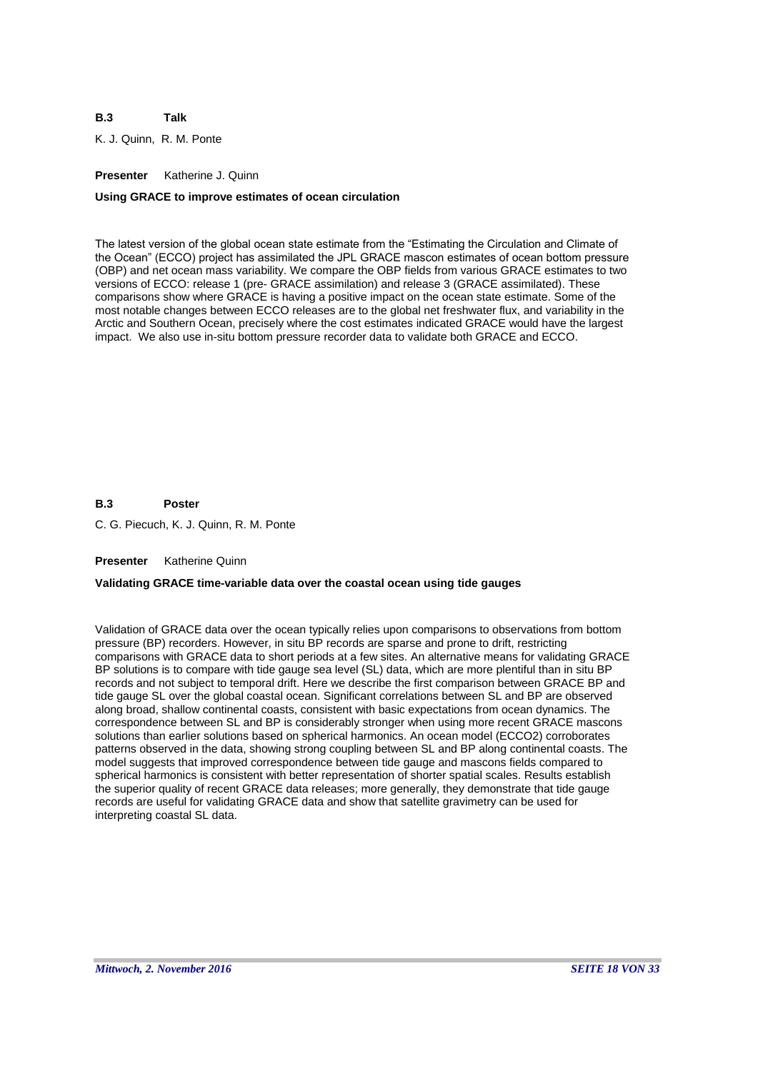**B.3 Talk**

K. J. Quinn, R. M. Ponte

**Presenter** Katherine J. Quinn

**Using GRACE to improve estimates of ocean circulation**

The latest version of the global ocean state estimate from the "Estimating the Circulation and Climate of the Ocean" (ECCO) project has assimilated the JPL GRACE mascon estimates of ocean bottom pressure (OBP) and net ocean mass variability. We compare the OBP fields from various GRACE estimates to two versions of ECCO: release 1 (pre- GRACE assimilation) and release 3 (GRACE assimilated). These comparisons show where GRACE is having a positive impact on the ocean state estimate. Some of the most notable changes between ECCO releases are to the global net freshwater flux, and variability in the Arctic and Southern Ocean, precisely where the cost estimates indicated GRACE would have the largest impact. We also use in-situ bottom pressure recorder data to validate both GRACE and ECCO.

**B.3 Poster**

C. G. Piecuch, K. J. Quinn, R. M. Ponte

**Presenter** Katherine Quinn

**Validating GRACE time-variable data over the coastal ocean using tide gauges**

Validation of GRACE data over the ocean typically relies upon comparisons to observations from bottom pressure (BP) recorders. However, in situ BP records are sparse and prone to drift, restricting comparisons with GRACE data to short periods at a few sites. An alternative means for validating GRACE BP solutions is to compare with tide gauge sea level (SL) data, which are more plentiful than in situ BP records and not subject to temporal drift. Here we describe the first comparison between GRACE BP and tide gauge SL over the global coastal ocean. Significant correlations between SL and BP are observed along broad, shallow continental coasts, consistent with basic expectations from ocean dynamics. The correspondence between SL and BP is considerably stronger when using more recent GRACE mascons solutions than earlier solutions based on spherical harmonics. An ocean model (ECCO2) corroborates patterns observed in the data, showing strong coupling between SL and BP along continental coasts. The model suggests that improved correspondence between tide gauge and mascons fields compared to spherical harmonics is consistent with better representation of shorter spatial scales. Results establish the superior quality of recent GRACE data releases; more generally, they demonstrate that tide gauge records are useful for validating GRACE data and show that satellite gravimetry can be used for interpreting coastal SL data.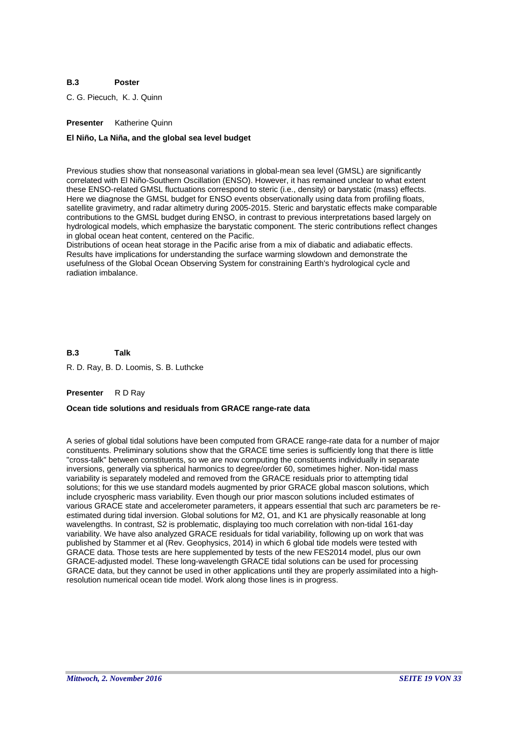**B.3 Poster**

C. G. Piecuch, K. J. Quinn

**Presenter** Katherine Quinn

**El Niño, La Niña, and the global sea level budget**

Previous studies show that nonseasonal variations in global-mean sea level (GMSL) are significantly correlated with El Niño-Southern Oscillation (ENSO). However, it has remained unclear to what extent these ENSO-related GMSL fluctuations correspond to steric (i.e., density) or barystatic (mass) effects. Here we diagnose the GMSL budget for ENSO events observationally using data from profiling floats, satellite gravimetry, and radar altimetry during 2005-2015. Steric and barystatic effects make comparable contributions to the GMSL budget during ENSO, in contrast to previous interpretations based largely on hydrological models, which emphasize the barystatic component. The steric contributions reflect changes in global ocean heat content, centered on the Pacific.
Distributions of ocean heat storage in the Pacific arise from a mix of diabatic and adiabatic effects. Results have implications for understanding the surface warming slowdown and demonstrate the usefulness of the Global Ocean Observing System for constraining Earth's hydrological cycle and radiation imbalance.

**B.3 Talk**

R. D. Ray, B. D. Loomis, S. B. Luthcke

**Presenter** R D Ray

**Ocean tide solutions and residuals from GRACE range-rate data**

A series of global tidal solutions have been computed from GRACE range-rate data for a number of major constituents. Preliminary solutions show that the GRACE time series is sufficiently long that there is little "cross-talk" between constituents, so we are now computing the constituents individually in separate inversions, generally via spherical harmonics to degree/order 60, sometimes higher. Non-tidal mass variability is separately modeled and removed from the GRACE residuals prior to attempting tidal solutions; for this we use standard models augmented by prior GRACE global mascon solutions, which include cryospheric mass variability. Even though our prior mascon solutions included estimates of various GRACE state and accelerometer parameters, it appears essential that such arc parameters be re-estimated during tidal inversion. Global solutions for M2, O1, and K1 are physically reasonable at long wavelengths. In contrast, S2 is problematic, displaying too much correlation with non-tidal 161-day variability. We have also analyzed GRACE residuals for tidal variability, following up on work that was published by Stammer et al (Rev. Geophysics, 2014) in which 6 global tide models were tested with GRACE data. Those tests are here supplemented by tests of the new FES2014 model, plus our own GRACE-adjusted model. These long-wavelength GRACE tidal solutions can be used for processing GRACE data, but they cannot be used in other applications until they are properly assimilated into a high-resolution numerical ocean tide model. Work along those lines is in progress.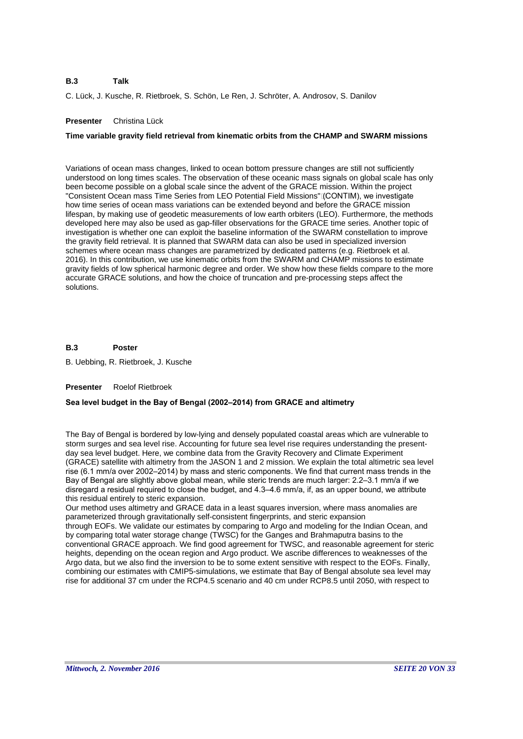**B.3 Talk**

C. Lück, J. Kusche, R. Rietbroek, S. Schön, Le Ren, J. Schröter, A. Androsov, S. Danilov

**Presenter** Christina Lück

**Time variable gravity field retrieval from kinematic orbits from the CHAMP and SWARM missions**

Variations of ocean mass changes, linked to ocean bottom pressure changes are still not sufficiently understood on long times scales. The observation of these oceanic mass signals on global scale has only been become possible on a global scale since the advent of the GRACE mission. Within the project "Consistent Ocean mass Time Series from LEO Potential Field Missions" (CONTIM), we investigate how time series of ocean mass variations can be extended beyond and before the GRACE mission lifespan, by making use of geodetic measurements of low earth orbiters (LEO). Furthermore, the methods developed here may also be used as gap-filler observations for the GRACE time series. Another topic of investigation is whether one can exploit the baseline information of the SWARM constellation to improve the gravity field retrieval. It is planned that SWARM data can also be used in specialized inversion schemes where ocean mass changes are parametrized by dedicated patterns (e.g. Rietbroek et al. 2016). In this contribution, we use kinematic orbits from the SWARM and CHAMP missions to estimate gravity fields of low spherical harmonic degree and order. We show how these fields compare to the more accurate GRACE solutions, and how the choice of truncation and pre-processing steps affect the solutions.

**B.3 Poster**

B. Uebbing, R. Rietbroek, J. Kusche

**Presenter** Roelof Rietbroek

**Sea level budget in the Bay of Bengal (2002–2014) from GRACE and altimetry**

The Bay of Bengal is bordered by low-lying and densely populated coastal areas which are vulnerable to storm surges and sea level rise. Accounting for future sea level rise requires understanding the present-day sea level budget. Here, we combine data from the Gravity Recovery and Climate Experiment (GRACE) satellite with altimetry from the JASON 1 and 2 mission. We explain the total altimetric sea level rise (6.1 mm/a over 2002–2014) by mass and steric components. We find that current mass trends in the Bay of Bengal are slightly above global mean, while steric trends are much larger: 2.2–3.1 mm/a if we disregard a residual required to close the budget, and 4.3–4.6 mm/a, if, as an upper bound, we attribute this residual entirely to steric expansion.

Our method uses altimetry and GRACE data in a least squares inversion, where mass anomalies are parameterized through gravitationally self-consistent fingerprints, and steric expansion through EOFs. We validate our estimates by comparing to Argo and modeling for the Indian Ocean, and by comparing total water storage change (TWSC) for the Ganges and Brahmaputra basins to the conventional GRACE approach. We find good agreement for TWSC, and reasonable agreement for steric heights, depending on the ocean region and Argo product. We ascribe differences to weaknesses of the Argo data, but we also find the inversion to be to some extent sensitive with respect to the EOFs. Finally, combining our estimates with CMIP5-simulations, we estimate that Bay of Bengal absolute sea level may rise for additional 37 cm under the RCP4.5 scenario and 40 cm under RCP8.5 until 2050, with respect to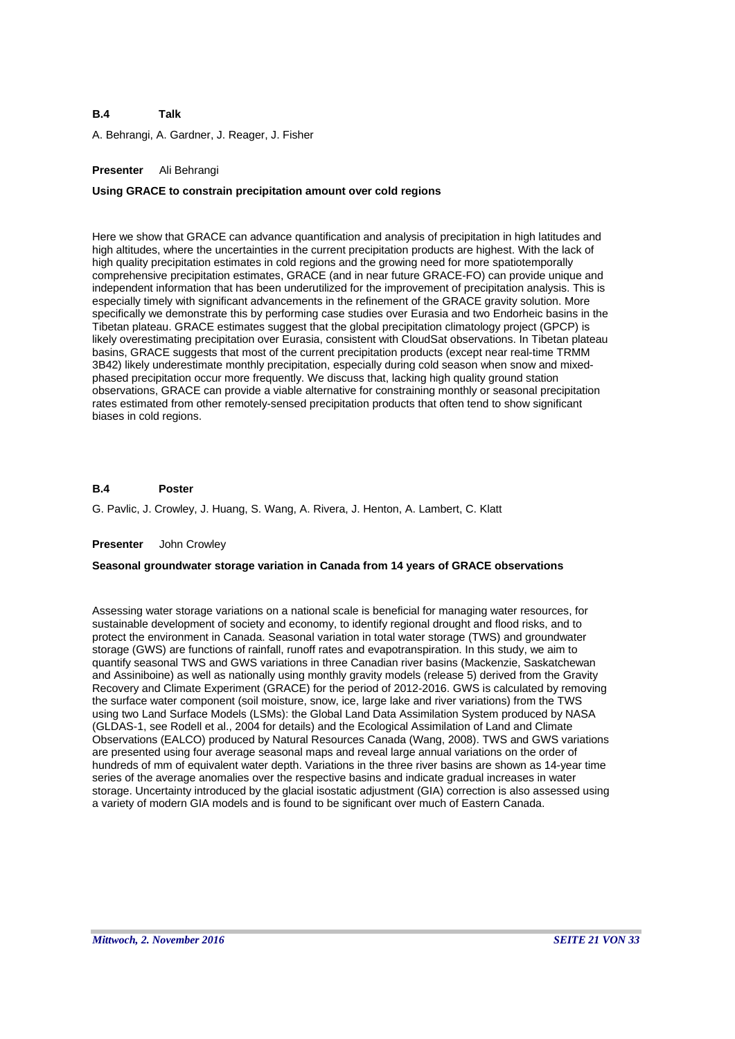**B.4 Talk**

A. Behrangi, A. Gardner, J. Reager, J. Fisher

**Presenter** Ali Behrangi

**Using GRACE to constrain precipitation amount over cold regions**

Here we show that GRACE can advance quantification and analysis of precipitation in high latitudes and high altitudes, where the uncertainties in the current precipitation products are highest. With the lack of high quality precipitation estimates in cold regions and the growing need for more spatiotemporally comprehensive precipitation estimates, GRACE (and in near future GRACE-FO) can provide unique and independent information that has been underutilized for the improvement of precipitation analysis. This is especially timely with significant advancements in the refinement of the GRACE gravity solution. More specifically we demonstrate this by performing case studies over Eurasia and two Endorheic basins in the Tibetan plateau. GRACE estimates suggest that the global precipitation climatology project (GPCP) is likely overestimating precipitation over Eurasia, consistent with CloudSat observations. In Tibetan plateau basins, GRACE suggests that most of the current precipitation products (except near real-time TRMM 3B42) likely underestimate monthly precipitation, especially during cold season when snow and mixed-phased precipitation occur more frequently. We discuss that, lacking high quality ground station observations, GRACE can provide a viable alternative for constraining monthly or seasonal precipitation rates estimated from other remotely-sensed precipitation products that often tend to show significant biases in cold regions.

**B.4 Poster**

G. Pavlic, J. Crowley, J. Huang, S. Wang, A. Rivera, J. Henton, A. Lambert, C. Klatt

**Presenter** John Crowley

**Seasonal groundwater storage variation in Canada from 14 years of GRACE observations**

Assessing water storage variations on a national scale is beneficial for managing water resources, for sustainable development of society and economy, to identify regional drought and flood risks, and to protect the environment in Canada. Seasonal variation in total water storage (TWS) and groundwater storage (GWS) are functions of rainfall, runoff rates and evapotranspiration. In this study, we aim to quantify seasonal TWS and GWS variations in three Canadian river basins (Mackenzie, Saskatchewan and Assiniboine) as well as nationally using monthly gravity models (release 5) derived from the Gravity Recovery and Climate Experiment (GRACE) for the period of 2012-2016. GWS is calculated by removing the surface water component (soil moisture, snow, ice, large lake and river variations) from the TWS using two Land Surface Models (LSMs): the Global Land Data Assimilation System produced by NASA (GLDAS-1, see Rodell et al., 2004 for details) and the Ecological Assimilation of Land and Climate Observations (EALCO) produced by Natural Resources Canada (Wang, 2008). TWS and GWS variations are presented using four average seasonal maps and reveal large annual variations on the order of hundreds of mm of equivalent water depth. Variations in the three river basins are shown as 14-year time series of the average anomalies over the respective basins and indicate gradual increases in water storage. Uncertainty introduced by the glacial isostatic adjustment (GIA) correction is also assessed using a variety of modern GIA models and is found to be significant over much of Eastern Canada.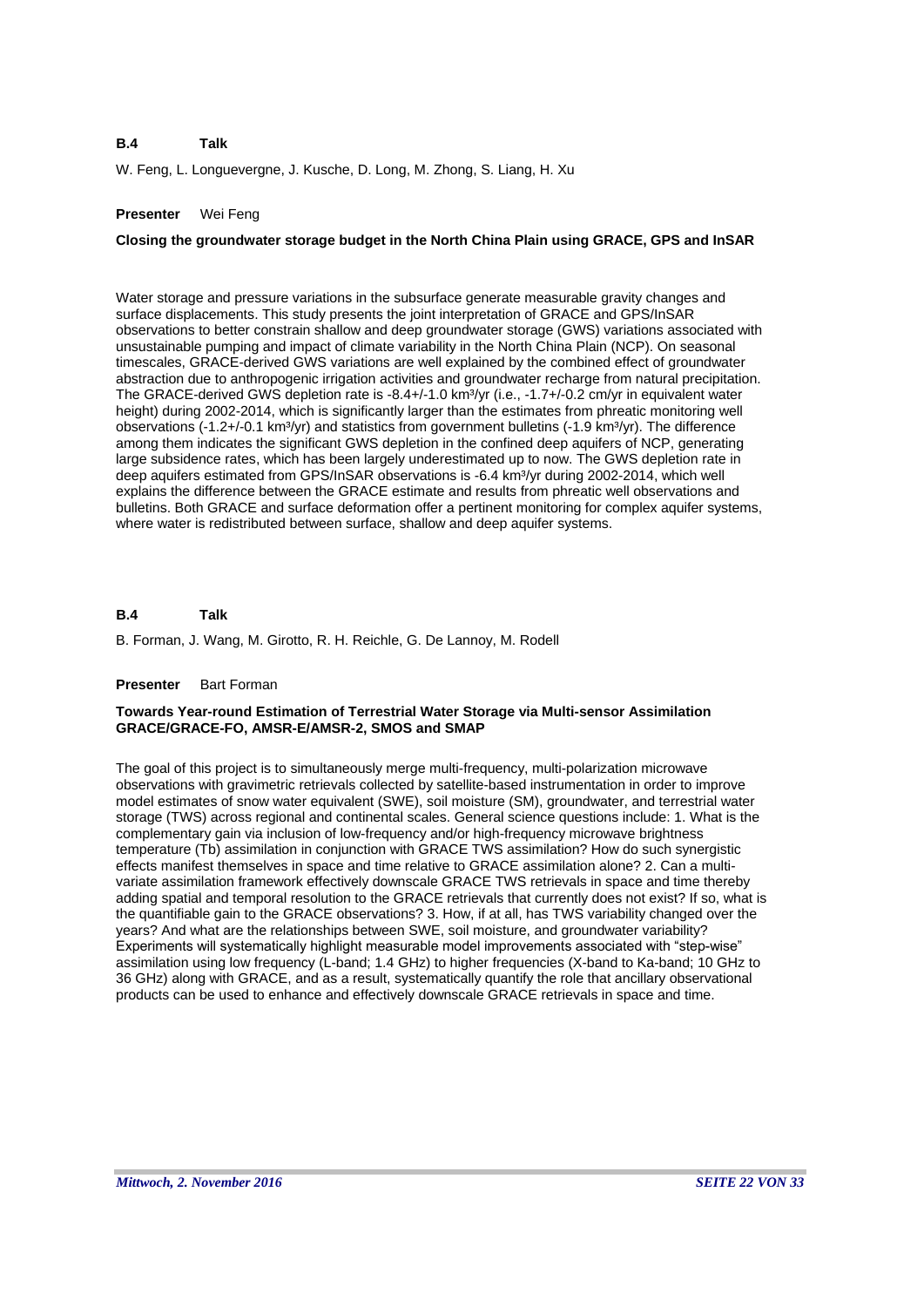**B.4 Talk**

W. Feng, L. Longuevergne, J. Kusche, D. Long, M. Zhong, S. Liang, H. Xu

**Presenter** Wei Feng

**Closing the groundwater storage budget in the North China Plain using GRACE, GPS and InSAR**

Water storage and pressure variations in the subsurface generate measurable gravity changes and surface displacements. This study presents the joint interpretation of GRACE and GPS/InSAR observations to better constrain shallow and deep groundwater storage (GWS) variations associated with unsustainable pumping and impact of climate variability in the North China Plain (NCP). On seasonal timescales, GRACE-derived GWS variations are well explained by the combined effect of groundwater abstraction due to anthropogenic irrigation activities and groundwater recharge from natural precipitation. The GRACE-derived GWS depletion rate is -8.4+/-1.0 km³/yr (i.e., -1.7+/-0.2 cm/yr in equivalent water height) during 2002-2014, which is significantly larger than the estimates from phreatic monitoring well observations (-1.2+/-0.1 km³/yr) and statistics from government bulletins (-1.9 km³/yr). The difference among them indicates the significant GWS depletion in the confined deep aquifers of NCP, generating large subsidence rates, which has been largely underestimated up to now. The GWS depletion rate in deep aquifers estimated from GPS/InSAR observations is -6.4 km³/yr during 2002-2014, which well explains the difference between the GRACE estimate and results from phreatic well observations and bulletins. Both GRACE and surface deformation offer a pertinent monitoring for complex aquifer systems, where water is redistributed between surface, shallow and deep aquifer systems.

**B.4 Talk**

B. Forman, J. Wang, M. Girotto, R. H. Reichle, G. De Lannoy, M. Rodell

**Presenter** Bart Forman

**Towards Year-round Estimation of Terrestrial Water Storage via Multi-sensor Assimilation GRACE/GRACE-FO, AMSR-E/AMSR-2, SMOS and SMAP**

The goal of this project is to simultaneously merge multi-frequency, multi-polarization microwave observations with gravimetric retrievals collected by satellite-based instrumentation in order to improve model estimates of snow water equivalent (SWE), soil moisture (SM), groundwater, and terrestrial water storage (TWS) across regional and continental scales. General science questions include: 1. What is the complementary gain via inclusion of low-frequency and/or high-frequency microwave brightness temperature (Tb) assimilation in conjunction with GRACE TWS assimilation? How do such synergistic effects manifest themselves in space and time relative to GRACE assimilation alone? 2. Can a multi-variate assimilation framework effectively downscale GRACE TWS retrievals in space and time thereby adding spatial and temporal resolution to the GRACE retrievals that currently does not exist? If so, what is the quantifiable gain to the GRACE observations? 3. How, if at all, has TWS variability changed over the years? And what are the relationships between SWE, soil moisture, and groundwater variability? Experiments will systematically highlight measurable model improvements associated with "step-wise" assimilation using low frequency (L-band; 1.4 GHz) to higher frequencies (X-band to Ka-band; 10 GHz to 36 GHz) along with GRACE, and as a result, systematically quantify the role that ancillary observational products can be used to enhance and effectively downscale GRACE retrievals in space and time.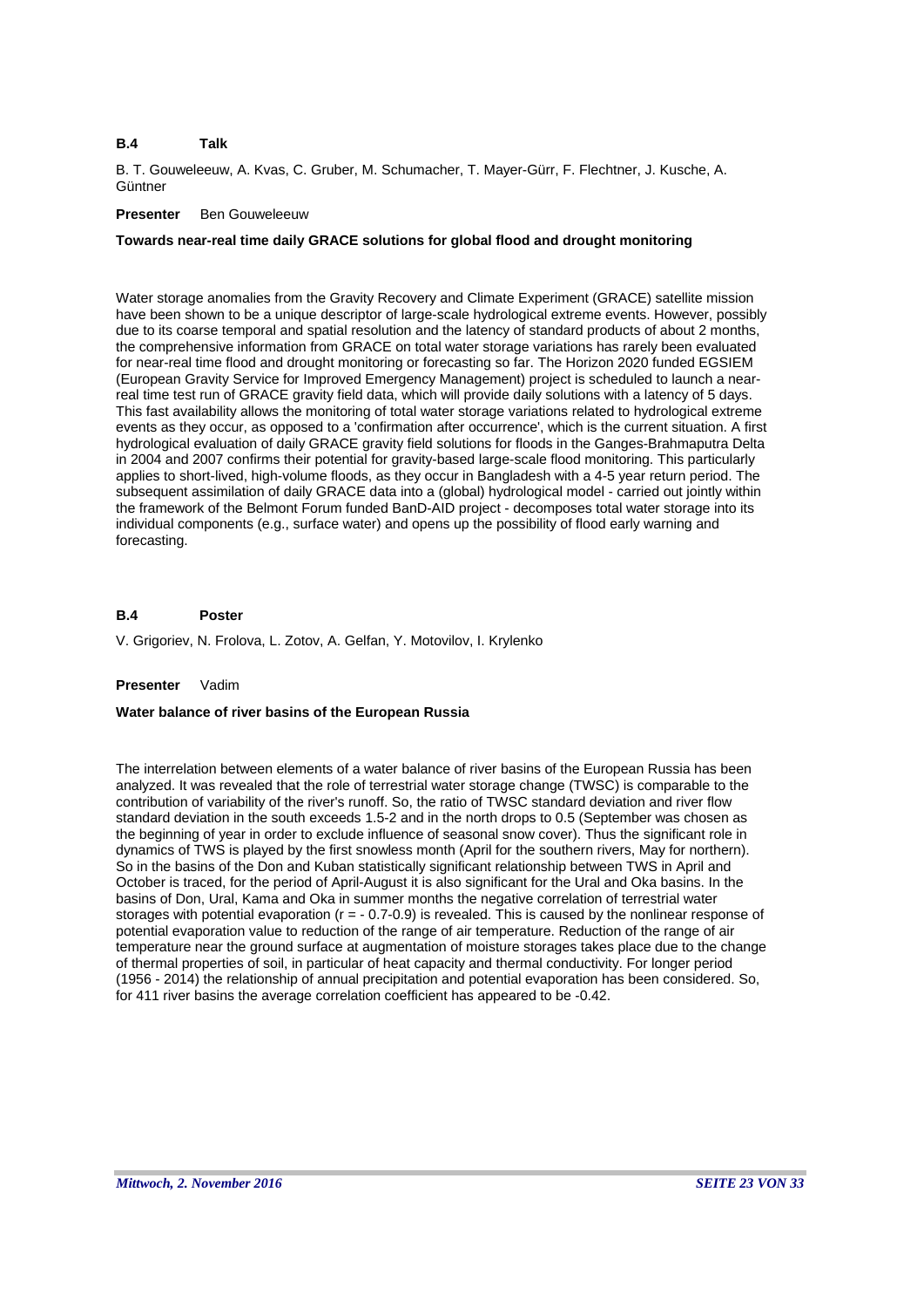**B.4 Talk**

B. T. Gouweleeuw, A. Kvas, C. Gruber, M. Schumacher, T. Mayer-Gürr, F. Flechtner, J. Kusche, A. Güntner

**Presenter** Ben Gouweleeuw

**Towards near-real time daily GRACE solutions for global flood and drought monitoring**

Water storage anomalies from the Gravity Recovery and Climate Experiment (GRACE) satellite mission have been shown to be a unique descriptor of large-scale hydrological extreme events. However, possibly due to its coarse temporal and spatial resolution and the latency of standard products of about 2 months, the comprehensive information from GRACE on total water storage variations has rarely been evaluated for near-real time flood and drought monitoring or forecasting so far. The Horizon 2020 funded EGSIEM (European Gravity Service for Improved Emergency Management) project is scheduled to launch a near-real time test run of GRACE gravity field data, which will provide daily solutions with a latency of 5 days. This fast availability allows the monitoring of total water storage variations related to hydrological extreme events as they occur, as opposed to a 'confirmation after occurrence', which is the current situation. A first hydrological evaluation of daily GRACE gravity field solutions for floods in the Ganges-Brahmaputra Delta in 2004 and 2007 confirms their potential for gravity-based large-scale flood monitoring. This particularly applies to short-lived, high-volume floods, as they occur in Bangladesh with a 4-5 year return period. The subsequent assimilation of daily GRACE data into a (global) hydrological model - carried out jointly within the framework of the Belmont Forum funded BanD-AID project - decomposes total water storage into its individual components (e.g., surface water) and opens up the possibility of flood early warning and forecasting.

**B.4 Poster**

V. Grigoriev, N. Frolova, L. Zotov, A. Gelfan, Y. Motovilov, I. Krylenko

**Presenter** Vadim

**Water balance of river basins of the European Russia**

The interrelation between elements of a water balance of river basins of the European Russia has been analyzed. It was revealed that the role of terrestrial water storage change (TWSC) is comparable to the contribution of variability of the river's runoff. So, the ratio of TWSC standard deviation and river flow standard deviation in the south exceeds 1.5-2 and in the north drops to 0.5 (September was chosen as the beginning of year in order to exclude influence of seasonal snow cover). Thus the significant role in dynamics of TWS is played by the first snowless month (April for the southern rivers, May for northern). So in the basins of the Don and Kuban statistically significant relationship between TWS in April and October is traced, for the period of April-August it is also significant for the Ural and Oka basins. In the basins of Don, Ural, Kama and Oka in summer months the negative correlation of terrestrial water storages with potential evaporation ($r = -0.7$-$0.9$) is revealed. This is caused by the nonlinear response of potential evaporation value to reduction of the range of air temperature. Reduction of the range of air temperature near the ground surface at augmentation of moisture storages takes place due to the change of thermal properties of soil, in particular of heat capacity and thermal conductivity. For longer period (1956 - 2014) the relationship of annual precipitation and potential evaporation has been considered. So, for 411 river basins the average correlation coefficient has appeared to be -0.42.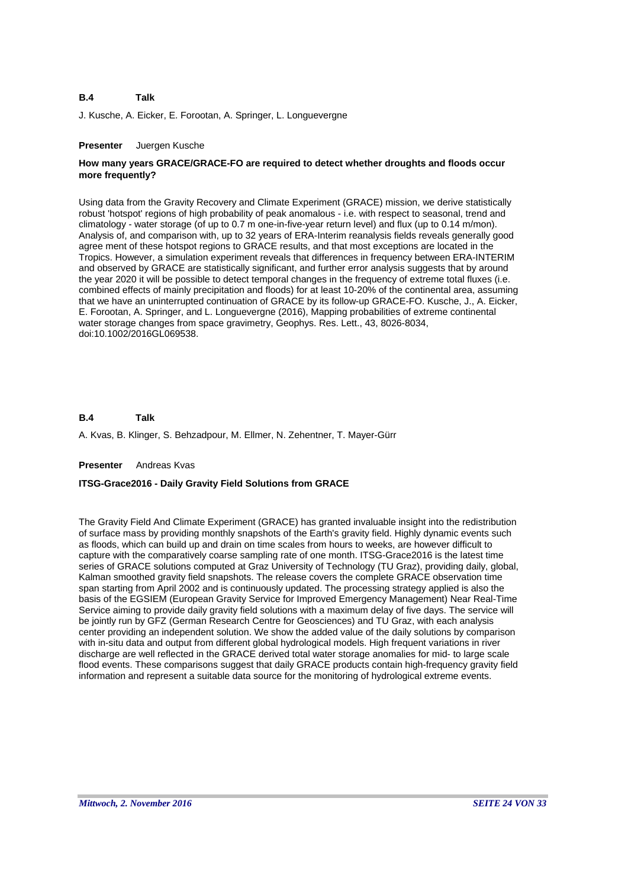**B.4 Talk**

J. Kusche, A. Eicker, E. Forootan, A. Springer, L. Longuevergne

**Presenter** Juergen Kusche

**How many years GRACE/GRACE-FO are required to detect whether droughts and floods occur more frequently?**

Using data from the Gravity Recovery and Climate Experiment (GRACE) mission, we derive statistically robust 'hotspot' regions of high probability of peak anomalous - i.e. with respect to seasonal, trend and climatology - water storage (of up to 0.7 m one-in-five-year return level) and flux (up to 0.14 m/mon). Analysis of, and comparison with, up to 32 years of ERA-Interim reanalysis fields reveals generally good agree ment of these hotspot regions to GRACE results, and that most exceptions are located in the Tropics. However, a simulation experiment reveals that differences in frequency between ERA-INTERIM and observed by GRACE are statistically significant, and further error analysis suggests that by around the year 2020 it will be possible to detect temporal changes in the frequency of extreme total fluxes (i.e. combined effects of mainly precipitation and floods) for at least 10-20% of the continental area, assuming that we have an uninterrupted continuation of GRACE by its follow-up GRACE-FO. Kusche, J., A. Eicker, E. Forootan, A. Springer, and L. Longuevergne (2016), Mapping probabilities of extreme continental water storage changes from space gravimetry, Geophys. Res. Lett., 43, 8026-8034, doi:10.1002/2016GL069538.

**B.4 Talk**

A. Kvas, B. Klinger, S. Behzadpour, M. Ellmer, N. Zehentner, T. Mayer-Gürr

**Presenter** Andreas Kvas

**ITSG-Grace2016 - Daily Gravity Field Solutions from GRACE**

The Gravity Field And Climate Experiment (GRACE) has granted invaluable insight into the redistribution of surface mass by providing monthly snapshots of the Earth's gravity field. Highly dynamic events such as floods, which can build up and drain on time scales from hours to weeks, are however difficult to capture with the comparatively coarse sampling rate of one month. ITSG-Grace2016 is the latest time series of GRACE solutions computed at Graz University of Technology (TU Graz), providing daily, global, Kalman smoothed gravity field snapshots. The release covers the complete GRACE observation time span starting from April 2002 and is continuously updated. The processing strategy applied is also the basis of the EGSIEM (European Gravity Service for Improved Emergency Management) Near Real-Time Service aiming to provide daily gravity field solutions with a maximum delay of five days. The service will be jointly run by GFZ (German Research Centre for Geosciences) and TU Graz, with each analysis center providing an independent solution. We show the added value of the daily solutions by comparison with in-situ data and output from different global hydrological models. High frequent variations in river discharge are well reflected in the GRACE derived total water storage anomalies for mid- to large scale flood events. These comparisons suggest that daily GRACE products contain high-frequency gravity field information and represent a suitable data source for the monitoring of hydrological extreme events.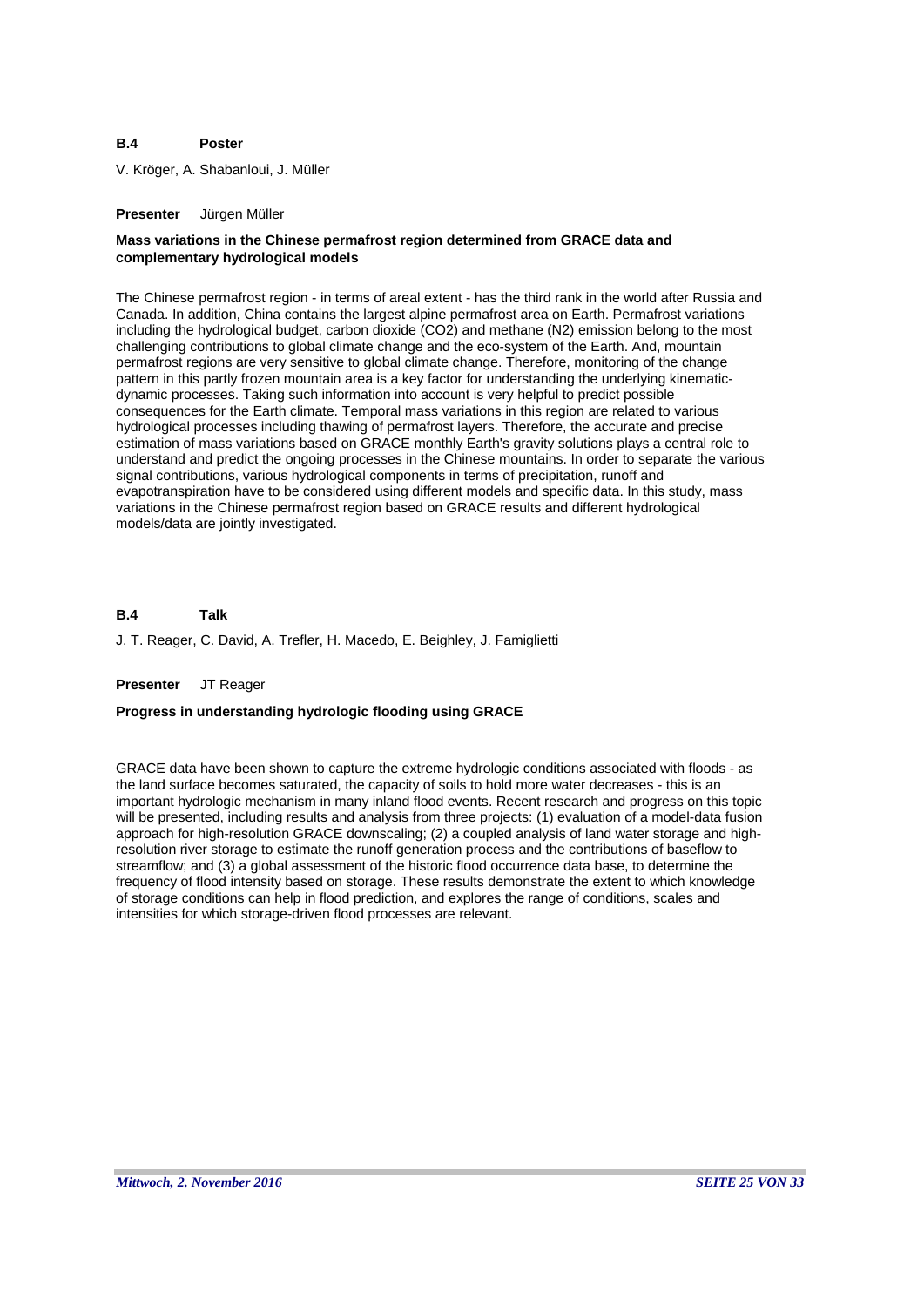**B.4 Poster**

V. Kröger, A. Shabanloui, J. Müller

**Presenter** Jürgen Müller

**Mass variations in the Chinese permafrost region determined from GRACE data and complementary hydrological models**

The Chinese permafrost region - in terms of areal extent - has the third rank in the world after Russia and Canada. In addition, China contains the largest alpine permafrost area on Earth. Permafrost variations including the hydrological budget, carbon dioxide ($CO_2$) and methane ($N_2$) emission belong to the most challenging contributions to global climate change and the eco-system of the Earth. And, mountain permafrost regions are very sensitive to global climate change. Therefore, monitoring of the change pattern in this partly frozen mountain area is a key factor for understanding the underlying kinematic-dynamic processes. Taking such information into account is very helpful to predict possible consequences for the Earth climate. Temporal mass variations in this region are related to various hydrological processes including thawing of permafrost layers. Therefore, the accurate and precise estimation of mass variations based on GRACE monthly Earth's gravity solutions plays a central role to understand and predict the ongoing processes in the Chinese mountains. In order to separate the various signal contributions, various hydrological components in terms of precipitation, runoff and evapotranspiration have to be considered using different models and specific data. In this study, mass variations in the Chinese permafrost region based on GRACE results and different hydrological models/data are jointly investigated.

**B.4 Talk**

J. T. Reager, C. David, A. Trefler, H. Macedo, E. Beighley, J. Famiglietti

**Presenter** JT Reager

**Progress in understanding hydrologic flooding using GRACE**

GRACE data have been shown to capture the extreme hydrologic conditions associated with floods - as the land surface becomes saturated, the capacity of soils to hold more water decreases - this is an important hydrologic mechanism in many inland flood events. Recent research and progress on this topic will be presented, including results and analysis from three projects: (1) evaluation of a model-data fusion approach for high-resolution GRACE downscaling; (2) a coupled analysis of land water storage and high-resolution river storage to estimate the runoff generation process and the contributions of baseflow to streamflow; and (3) a global assessment of the historic flood occurrence data base, to determine the frequency of flood intensity based on storage. These results demonstrate the extent to which knowledge of storage conditions can help in flood prediction, and explores the range of conditions, scales and intensities for which storage-driven flood processes are relevant.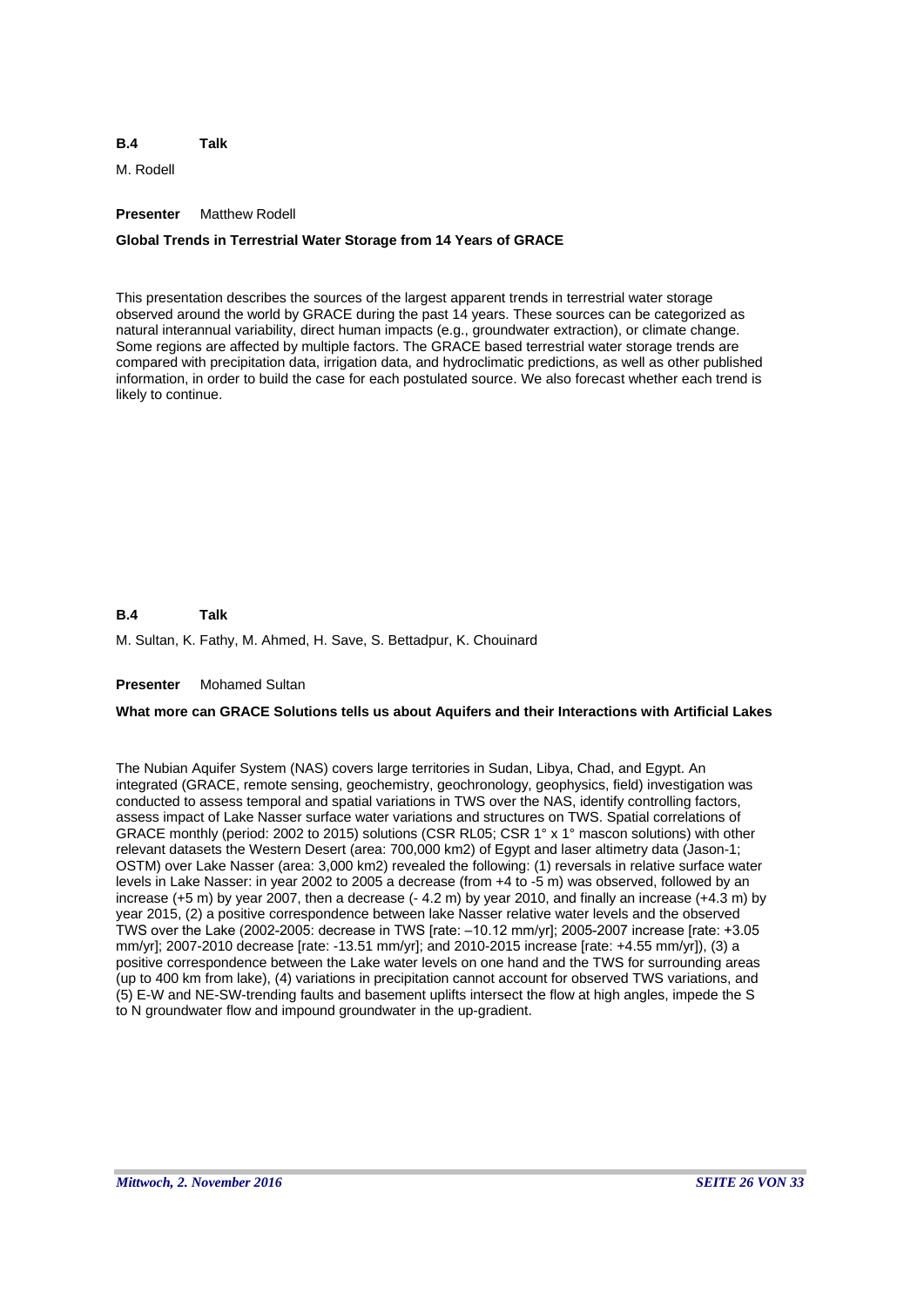**B.4 Talk**

M. Rodell

**Presenter** Matthew Rodell

**Global Trends in Terrestrial Water Storage from 14 Years of GRACE**

This presentation describes the sources of the largest apparent trends in terrestrial water storage observed around the world by GRACE during the past 14 years. These sources can be categorized as natural interannual variability, direct human impacts (e.g., groundwater extraction), or climate change. Some regions are affected by multiple factors. The GRACE based terrestrial water storage trends are compared with precipitation data, irrigation data, and hydroclimatic predictions, as well as other published information, in order to build the case for each postulated source. We also forecast whether each trend is likely to continue.

**B.4 Talk**

M. Sultan, K. Fathy, M. Ahmed, H. Save, S. Bettadpur, K. Chouinard

**Presenter** Mohamed Sultan

**What more can GRACE Solutions tells us about Aquifers and their Interactions with Artificial Lakes**

The Nubian Aquifer System (NAS) covers large territories in Sudan, Libya, Chad, and Egypt. An integrated (GRACE, remote sensing, geochemistry, geochronology, geophysics, field) investigation was conducted to assess temporal and spatial variations in TWS over the NAS, identify controlling factors, assess impact of Lake Nasser surface water variations and structures on TWS. Spatial correlations of GRACE monthly (period: 2002 to 2015) solutions (CSR RL05; CSR 1° x 1° mascon solutions) with other relevant datasets the Western Desert (area: 700,000 km2) of Egypt and laser altimetry data (Jason-1; OSTM) over Lake Nasser (area: 3,000 km2) revealed the following: (1) reversals in relative surface water levels in Lake Nasser: in year 2002 to 2005 a decrease (from +4 to -5 m) was observed, followed by an increase (+5 m) by year 2007, then a decrease (- 4.2 m) by year 2010, and finally an increase (+4.3 m) by year 2015, (2) a positive correspondence between lake Nasser relative water levels and the observed TWS over the Lake (2002-2005: decrease in TWS [rate: –10.12 mm/yr]; 2005-2007 increase [rate: +3.05 mm/yr]; 2007-2010 decrease [rate: -13.51 mm/yr]; and 2010-2015 increase [rate: +4.55 mm/yr]), (3) a positive correspondence between the Lake water levels on one hand and the TWS for surrounding areas (up to 400 km from lake), (4) variations in precipitation cannot account for observed TWS variations, and (5) E-W and NE-SW-trending faults and basement uplifts intersect the flow at high angles, impede the S to N groundwater flow and impound groundwater in the up-gradient.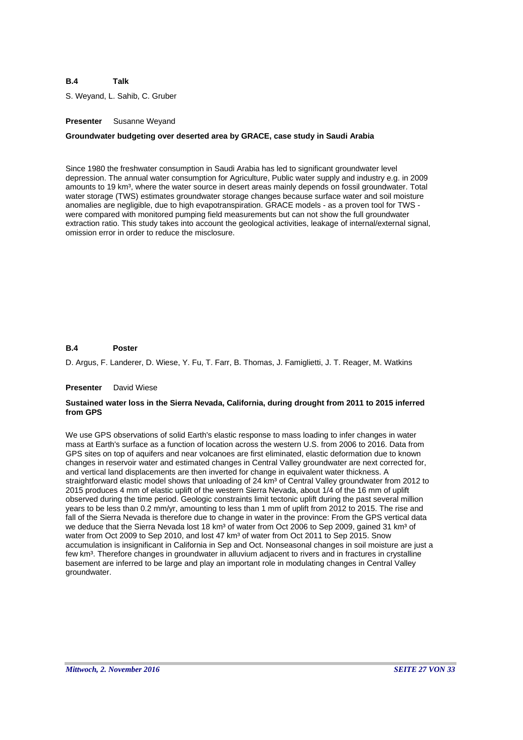**B.4 Talk**

S. Weyand, L. Sahib, C. Gruber

**Presenter** Susanne Weyand

**Groundwater budgeting over deserted area by GRACE, case study in Saudi Arabia**

Since 1980 the freshwater consumption in Saudi Arabia has led to significant groundwater level depression. The annual water consumption for Agriculture, Public water supply and industry e.g. in 2009 amounts to 19 km³, where the water source in desert areas mainly depends on fossil groundwater. Total water storage (TWS) estimates groundwater storage changes because surface water and soil moisture anomalies are negligible, due to high evapotranspiration. GRACE models - as a proven tool for TWS - were compared with monitored pumping field measurements but can not show the full groundwater extraction ratio. This study takes into account the geological activities, leakage of internal/external signal, omission error in order to reduce the misclosure.

**B.4 Poster**

D. Argus, F. Landerer, D. Wiese, Y. Fu, T. Farr, B. Thomas, J. Famiglietti, J. T. Reager, M. Watkins

**Presenter** David Wiese

**Sustained water loss in the Sierra Nevada, California, during drought from 2011 to 2015 inferred from GPS**

We use GPS observations of solid Earth's elastic response to mass loading to infer changes in water mass at Earth's surface as a function of location across the western U.S. from 2006 to 2016. Data from GPS sites on top of aquifers and near volcanoes are first eliminated, elastic deformation due to known changes in reservoir water and estimated changes in Central Valley groundwater are next corrected for, and vertical land displacements are then inverted for change in equivalent water thickness. A straightforward elastic model shows that unloading of 24 km³ of Central Valley groundwater from 2012 to 2015 produces 4 mm of elastic uplift of the western Sierra Nevada, about 1/4 of the 16 mm of uplift observed during the time period. Geologic constraints limit tectonic uplift during the past several million years to be less than 0.2 mm/yr, amounting to less than 1 mm of uplift from 2012 to 2015. The rise and fall of the Sierra Nevada is therefore due to change in water in the province: From the GPS vertical data we deduce that the Sierra Nevada lost 18 km³ of water from Oct 2006 to Sep 2009, gained 31 km³ of water from Oct 2009 to Sep 2010, and lost 47 km³ of water from Oct 2011 to Sep 2015. Snow accumulation is insignificant in California in Sep and Oct. Nonseasonal changes in soil moisture are just a few km³. Therefore changes in groundwater in alluvium adjacent to rivers and in fractures in crystalline basement are inferred to be large and play an important role in modulating changes in Central Valley groundwater.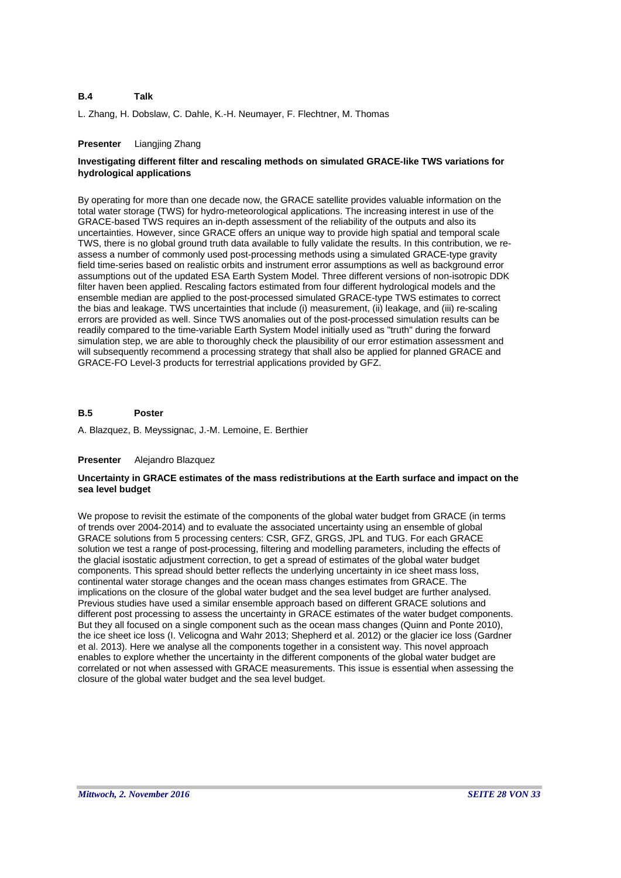**B.4 Talk**

L. Zhang, H. Dobslaw, C. Dahle, K.-H. Neumayer, F. Flechtner, M. Thomas

**Presenter** Liangjing Zhang

**Investigating different filter and rescaling methods on simulated GRACE-like TWS variations for hydrological applications**

By operating for more than one decade now, the GRACE satellite provides valuable information on the total water storage (TWS) for hydro-meteorological applications. The increasing interest in use of the GRACE-based TWS requires an in-depth assessment of the reliability of the outputs and also its uncertainties. However, since GRACE offers an unique way to provide high spatial and temporal scale TWS, there is no global ground truth data available to fully validate the results. In this contribution, we re-assess a number of commonly used post-processing methods using a simulated GRACE-type gravity field time-series based on realistic orbits and instrument error assumptions as well as background error assumptions out of the updated ESA Earth System Model. Three different versions of non-isotropic DDK filter haven been applied. Rescaling factors estimated from four different hydrological models and the ensemble median are applied to the post-processed simulated GRACE-type TWS estimates to correct the bias and leakage. TWS uncertainties that include (i) measurement, (ii) leakage, and (iii) re-scaling errors are provided as well. Since TWS anomalies out of the post-processed simulation results can be readily compared to the time-variable Earth System Model initially used as "truth" during the forward simulation step, we are able to thoroughly check the plausibility of our error estimation assessment and will subsequently recommend a processing strategy that shall also be applied for planned GRACE and GRACE-FO Level-3 products for terrestrial applications provided by GFZ.

**B.5 Poster**

A. Blazquez, B. Meyssignac, J.-M. Lemoine, E. Berthier

**Presenter** Alejandro Blazquez

**Uncertainty in GRACE estimates of the mass redistributions at the Earth surface and impact on the sea level budget**

We propose to revisit the estimate of the components of the global water budget from GRACE (in terms of trends over 2004-2014) and to evaluate the associated uncertainty using an ensemble of global GRACE solutions from 5 processing centers: CSR, GFZ, GRGS, JPL and TUG. For each GRACE solution we test a range of post-processing, filtering and modelling parameters, including the effects of the glacial isostatic adjustment correction, to get a spread of estimates of the global water budget components. This spread should better reflects the underlying uncertainty in ice sheet mass loss, continental water storage changes and the ocean mass changes estimates from GRACE. The implications on the closure of the global water budget and the sea level budget are further analysed. Previous studies have used a similar ensemble approach based on different GRACE solutions and different post processing to assess the uncertainty in GRACE estimates of the water budget components. But they all focused on a single component such as the ocean mass changes (Quinn and Ponte 2010), the ice sheet ice loss (I. Velicogna and Wahr 2013; Shepherd et al. 2012) or the glacier ice loss (Gardner et al. 2013). Here we analyse all the components together in a consistent way. This novel approach enables to explore whether the uncertainty in the different components of the global water budget are correlated or not when assessed with GRACE measurements. This issue is essential when assessing the closure of the global water budget and the sea level budget.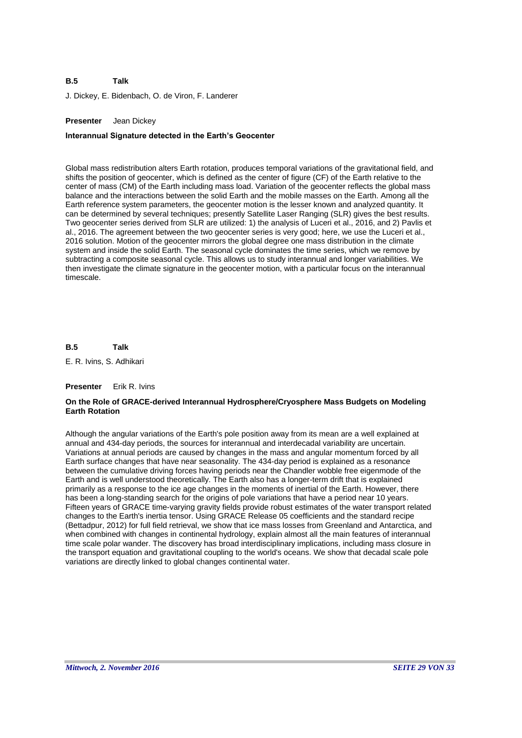**B.5 Talk**

J. Dickey, E. Bidenbach, O. de Viron, F. Landerer

**Presenter** Jean Dickey

**Interannual Signature detected in the Earth's Geocenter**

Global mass redistribution alters Earth rotation, produces temporal variations of the gravitational field, and shifts the position of geocenter, which is defined as the center of figure (CF) of the Earth relative to the center of mass (CM) of the Earth including mass load. Variation of the geocenter reflects the global mass balance and the interactions between the solid Earth and the mobile masses on the Earth. Among all the Earth reference system parameters, the geocenter motion is the lesser known and analyzed quantity. It can be determined by several techniques; presently Satellite Laser Ranging (SLR) gives the best results. Two geocenter series derived from SLR are utilized: 1) the analysis of Luceri et al., 2016, and 2) Pavlis et al., 2016. The agreement between the two geocenter series is very good; here, we use the Luceri et al., 2016 solution. Motion of the geocenter mirrors the global degree one mass distribution in the climate system and inside the solid Earth. The seasonal cycle dominates the time series, which we remove by subtracting a composite seasonal cycle. This allows us to study interannual and longer variabilities. We then investigate the climate signature in the geocenter motion, with a particular focus on the interannual timescale.

**B.5 Talk**

E. R. Ivins, S. Adhikari

**Presenter** Erik R. Ivins

**On the Role of GRACE-derived Interannual Hydrosphere/Cryosphere Mass Budgets on Modeling Earth Rotation**

Although the angular variations of the Earth's pole position away from its mean are a well explained at annual and 434-day periods, the sources for interannual and interdecadal variability are uncertain. Variations at annual periods are caused by changes in the mass and angular momentum forced by all Earth surface changes that have near seasonality. The 434-day period is explained as a resonance between the cumulative driving forces having periods near the Chandler wobble free eigenmode of the Earth and is well understood theoretically. The Earth also has a longer-term drift that is explained primarily as a response to the ice age changes in the moments of inertial of the Earth. However, there has been a long-standing search for the origins of pole variations that have a period near 10 years. Fifteen years of GRACE time-varying gravity fields provide robust estimates of the water transport related changes to the Earth's inertia tensor. Using GRACE Release 05 coefficients and the standard recipe (Bettadpur, 2012) for full field retrieval, we show that ice mass losses from Greenland and Antarctica, and when combined with changes in continental hydrology, explain almost all the main features of interannual time scale polar wander. The discovery has broad interdisciplinary implications, including mass closure in the transport equation and gravitational coupling to the world's oceans. We show that decadal scale pole variations are directly linked to global changes continental water.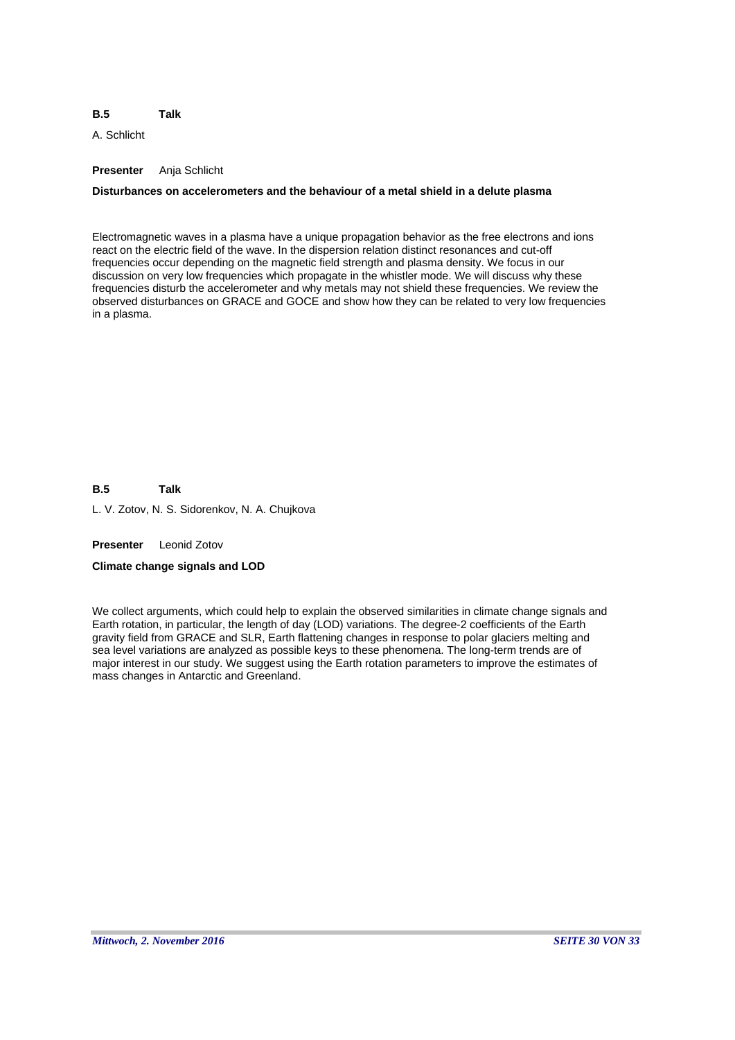**B.5 Talk**

A. Schlicht

**Presenter** Anja Schlicht

**Disturbances on accelerometers and the behaviour of a metal shield in a delute plasma**

Electromagnetic waves in a plasma have a unique propagation behavior as the free electrons and ions react on the electric field of the wave. In the dispersion relation distinct resonances and cut-off frequencies occur depending on the magnetic field strength and plasma density. We focus in our discussion on very low frequencies which propagate in the whistler mode. We will discuss why these frequencies disturb the accelerometer and why metals may not shield these frequencies. We review the observed disturbances on GRACE and GOCE and show how they can be related to very low frequencies in a plasma.

**B.5 Talk**

L. V. Zotov, N. S. Sidorenkov, N. A. Chujkova

**Presenter** Leonid Zotov

**Climate change signals and LOD**

We collect arguments, which could help to explain the observed similarities in climate change signals and Earth rotation, in particular, the length of day (LOD) variations. The degree-2 coefficients of the Earth gravity field from GRACE and SLR, Earth flattening changes in response to polar glaciers melting and sea level variations are analyzed as possible keys to these phenomena. The long-term trends are of major interest in our study. We suggest using the Earth rotation parameters to improve the estimates of mass changes in Antarctic and Greenland.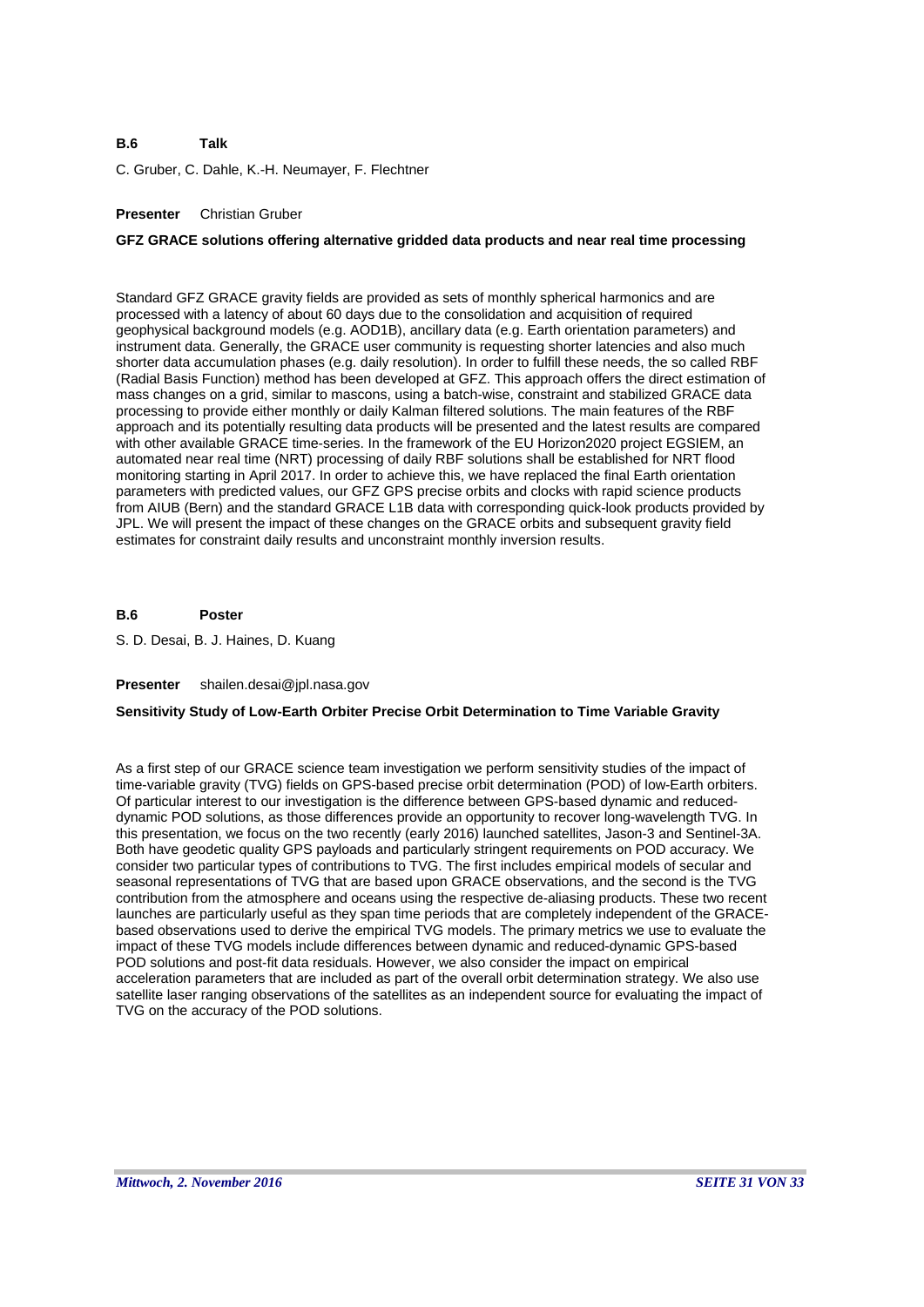**B.6 Talk**

C. Gruber, C. Dahle, K.-H. Neumayer, F. Flechtner

**Presenter** Christian Gruber

**GFZ GRACE solutions offering alternative gridded data products and near real time processing**

Standard GFZ GRACE gravity fields are provided as sets of monthly spherical harmonics and are processed with a latency of about 60 days due to the consolidation and acquisition of required geophysical background models (e.g. AOD1B), ancillary data (e.g. Earth orientation parameters) and instrument data. Generally, the GRACE user community is requesting shorter latencies and also much shorter data accumulation phases (e.g. daily resolution). In order to fulfill these needs, the so called RBF (Radial Basis Function) method has been developed at GFZ. This approach offers the direct estimation of mass changes on a grid, similar to mascons, using a batch-wise, constraint and stabilized GRACE data processing to provide either monthly or daily Kalman filtered solutions. The main features of the RBF approach and its potentially resulting data products will be presented and the latest results are compared with other available GRACE time-series. In the framework of the EU Horizon2020 project EGSIEM, an automated near real time (NRT) processing of daily RBF solutions shall be established for NRT flood monitoring starting in April 2017. In order to achieve this, we have replaced the final Earth orientation parameters with predicted values, our GFZ GPS precise orbits and clocks with rapid science products from AIUB (Bern) and the standard GRACE L1B data with corresponding quick-look products provided by JPL. We will present the impact of these changes on the GRACE orbits and subsequent gravity field estimates for constraint daily results and unconstraint monthly inversion results.

**B.6 Poster**

S. D. Desai, B. J. Haines, D. Kuang

**Presenter** shailen.desai@jpl.nasa.gov

**Sensitivity Study of Low-Earth Orbiter Precise Orbit Determination to Time Variable Gravity**

As a first step of our GRACE science team investigation we perform sensitivity studies of the impact of time-variable gravity (TVG) fields on GPS-based precise orbit determination (POD) of low-Earth orbiters. Of particular interest to our investigation is the difference between GPS-based dynamic and reduced-dynamic POD solutions, as those differences provide an opportunity to recover long-wavelength TVG. In this presentation, we focus on the two recently (early 2016) launched satellites, Jason-3 and Sentinel-3A. Both have geodetic quality GPS payloads and particularly stringent requirements on POD accuracy. We consider two particular types of contributions to TVG. The first includes empirical models of secular and seasonal representations of TVG that are based upon GRACE observations, and the second is the TVG contribution from the atmosphere and oceans using the respective de-aliasing products. These two recent launches are particularly useful as they span time periods that are completely independent of the GRACE-based observations used to derive the empirical TVG models. The primary metrics we use to evaluate the impact of these TVG models include differences between dynamic and reduced-dynamic GPS-based POD solutions and post-fit data residuals. However, we also consider the impact on empirical acceleration parameters that are included as part of the overall orbit determination strategy. We also use satellite laser ranging observations of the satellites as an independent source for evaluating the impact of TVG on the accuracy of the POD solutions.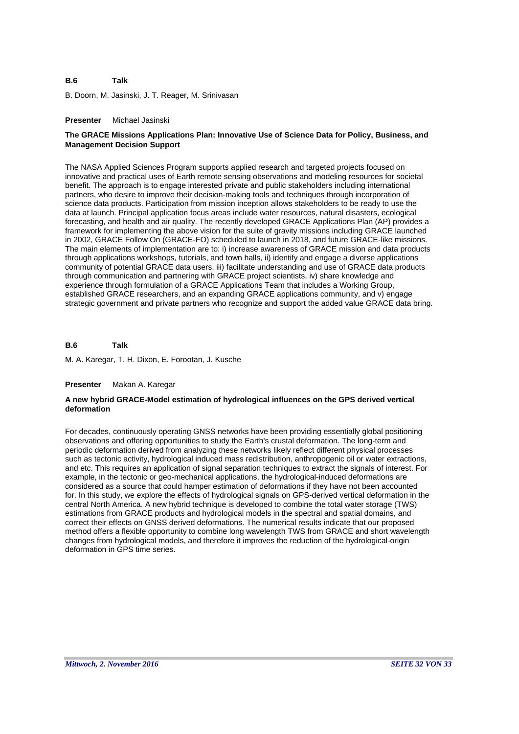**B.6 Talk**

B. Doorn, M. Jasinski, J. T. Reager, M. Srinivasan

**Presenter** Michael Jasinski

**The GRACE Missions Applications Plan: Innovative Use of Science Data for Policy, Business, and Management Decision Support**

The NASA Applied Sciences Program supports applied research and targeted projects focused on innovative and practical uses of Earth remote sensing observations and modeling resources for societal benefit. The approach is to engage interested private and public stakeholders including international partners, who desire to improve their decision-making tools and techniques through incorporation of science data products. Participation from mission inception allows stakeholders to be ready to use the data at launch. Principal application focus areas include water resources, natural disasters, ecological forecasting, and health and air quality. The recently developed GRACE Applications Plan (AP) provides a framework for implementing the above vision for the suite of gravity missions including GRACE launched in 2002, GRACE Follow On (GRACE-FO) scheduled to launch in 2018, and future GRACE-like missions. The main elements of implementation are to: i) increase awareness of GRACE mission and data products through applications workshops, tutorials, and town halls, ii) identify and engage a diverse applications community of potential GRACE data users, iii) facilitate understanding and use of GRACE data products through communication and partnering with GRACE project scientists, iv) share knowledge and experience through formulation of a GRACE Applications Team that includes a Working Group, established GRACE researchers, and an expanding GRACE applications community, and v) engage strategic government and private partners who recognize and support the added value GRACE data bring.

**B.6 Talk**

M. A. Karegar, T. H. Dixon, E. Forootan, J. Kusche

**Presenter** Makan A. Karegar

**A new hybrid GRACE-Model estimation of hydrological influences on the GPS derived vertical deformation**

For decades, continuously operating GNSS networks have been providing essentially global positioning observations and offering opportunities to study the Earth's crustal deformation. The long-term and periodic deformation derived from analyzing these networks likely reflect different physical processes such as tectonic activity, hydrological induced mass redistribution, anthropogenic oil or water extractions, and etc. This requires an application of signal separation techniques to extract the signals of interest. For example, in the tectonic or geo-mechanical applications, the hydrological-induced deformations are considered as a source that could hamper estimation of deformations if they have not been accounted for. In this study, we explore the effects of hydrological signals on GPS-derived vertical deformation in the central North America. A new hybrid technique is developed to combine the total water storage (TWS) estimations from GRACE products and hydrological models in the spectral and spatial domains, and correct their effects on GNSS derived deformations. The numerical results indicate that our proposed method offers a flexible opportunity to combine long wavelength TWS from GRACE and short wavelength changes from hydrological models, and therefore it improves the reduction of the hydrological-origin deformation in GPS time series.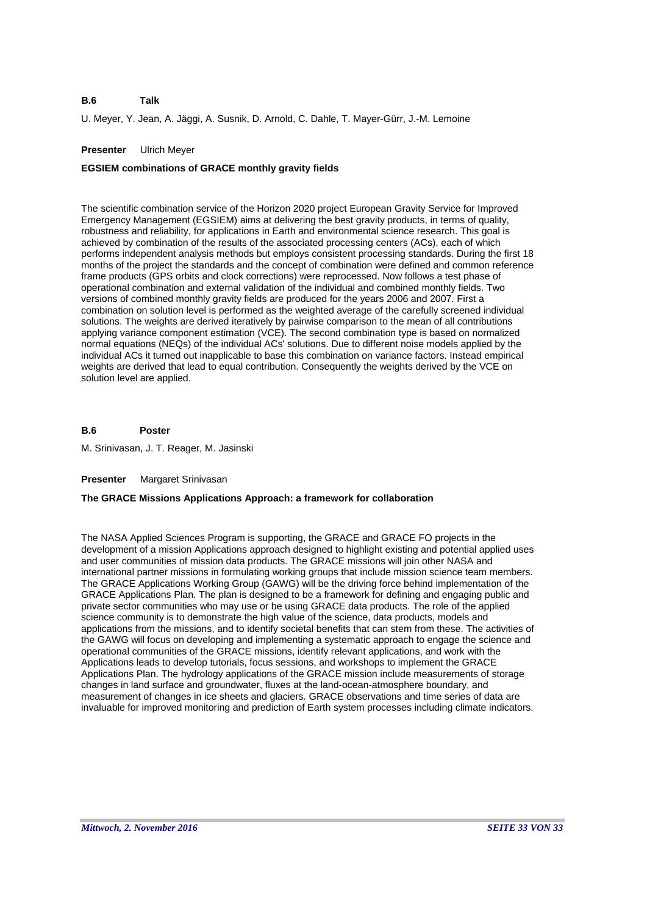**B.6 Talk**

U. Meyer, Y. Jean, A. Jäggi, A. Susnik, D. Arnold, C. Dahle, T. Mayer-Gürr, J.-M. Lemoine

**Presenter** Ulrich Meyer

**EGSIEM combinations of GRACE monthly gravity fields**

The scientific combination service of the Horizon 2020 project European Gravity Service for Improved Emergency Management (EGSIEM) aims at delivering the best gravity products, in terms of quality, robustness and reliability, for applications in Earth and environmental science research. This goal is achieved by combination of the results of the associated processing centers (ACs), each of which performs independent analysis methods but employs consistent processing standards. During the first 18 months of the project the standards and the concept of combination were defined and common reference frame products (GPS orbits and clock corrections) were reprocessed. Now follows a test phase of operational combination and external validation of the individual and combined monthly fields. Two versions of combined monthly gravity fields are produced for the years 2006 and 2007. First a combination on solution level is performed as the weighted average of the carefully screened individual solutions. The weights are derived iteratively by pairwise comparison to the mean of all contributions applying variance component estimation (VCE). The second combination type is based on normalized normal equations (NEQs) of the individual ACs' solutions. Due to different noise models applied by the individual ACs it turned out inapplicable to base this combination on variance factors. Instead empirical weights are derived that lead to equal contribution. Consequently the weights derived by the VCE on solution level are applied.

**B.6 Poster**

M. Srinivasan, J. T. Reager, M. Jasinski

**Presenter** Margaret Srinivasan

**The GRACE Missions Applications Approach: a framework for collaboration**

The NASA Applied Sciences Program is supporting, the GRACE and GRACE FO projects in the development of a mission Applications approach designed to highlight existing and potential applied uses and user communities of mission data products. The GRACE missions will join other NASA and international partner missions in formulating working groups that include mission science team members. The GRACE Applications Working Group (GAWG) will be the driving force behind implementation of the GRACE Applications Plan. The plan is designed to be a framework for defining and engaging public and private sector communities who may use or be using GRACE data products. The role of the applied science community is to demonstrate the high value of the science, data products, models and applications from the missions, and to identify societal benefits that can stem from these. The activities of the GAWG will focus on developing and implementing a systematic approach to engage the science and operational communities of the GRACE missions, identify relevant applications, and work with the Applications leads to develop tutorials, focus sessions, and workshops to implement the GRACE Applications Plan. The hydrology applications of the GRACE mission include measurements of storage changes in land surface and groundwater, fluxes at the land-ocean-atmosphere boundary, and measurement of changes in ice sheets and glaciers. GRACE observations and time series of data are invaluable for improved monitoring and prediction of Earth system processes including climate indicators.